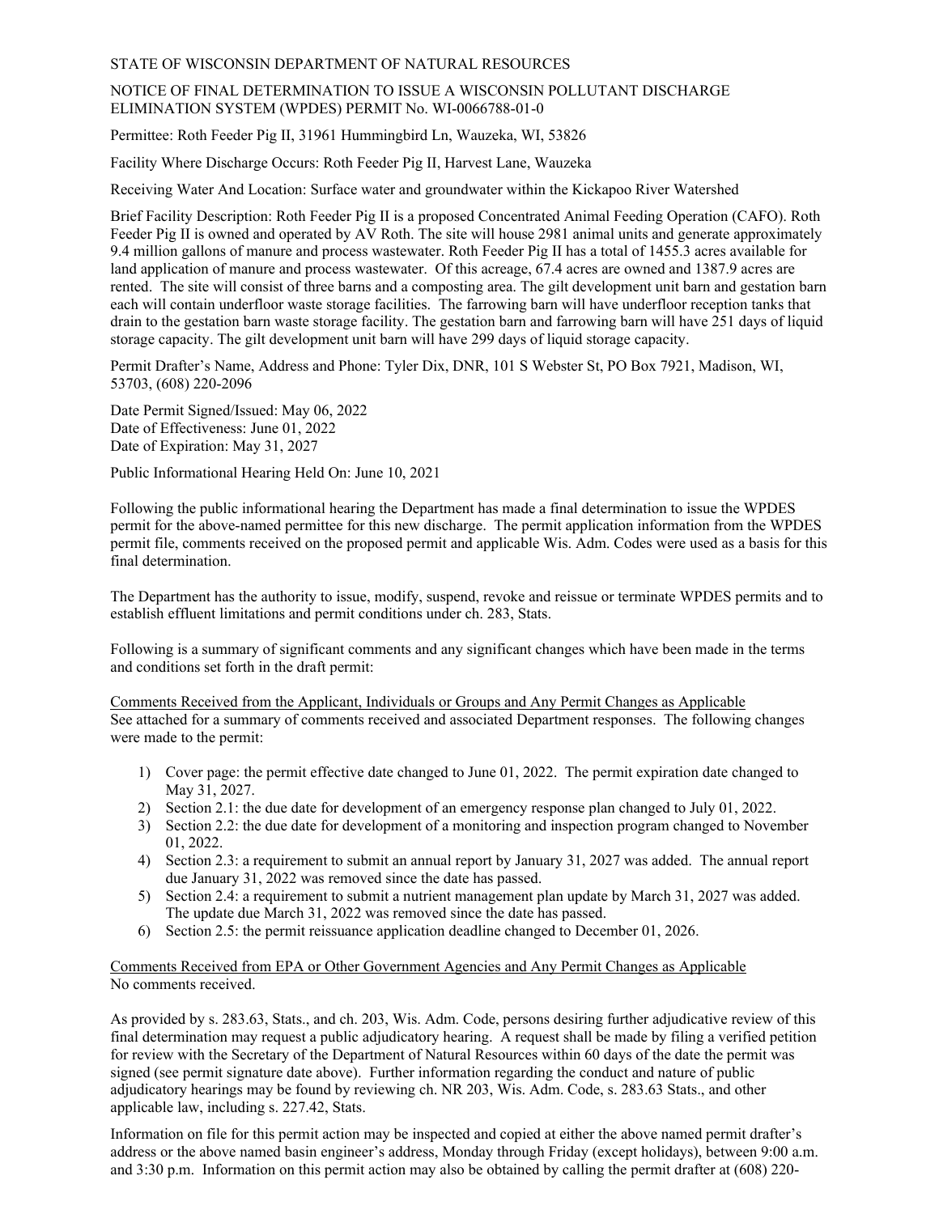STATE OF WISCONSIN DEPARTMENT OF NATURAL RESOURCES

NOTICE OF FINAL DETERMINATION TO ISSUE A WISCONSIN POLLUTANT DISCHARGE ELIMINATION SYSTEM (WPDES) PERMIT No. WI-0066788-01-0

Permittee: Roth Feeder Pig II, 31961 Hummingbird Ln, Wauzeka, WI, 53826

Facility Where Discharge Occurs: Roth Feeder Pig II, Harvest Lane, Wauzeka

Receiving Water And Location: Surface water and groundwater within the Kickapoo River Watershed

Brief Facility Description: Roth Feeder Pig II is a proposed Concentrated Animal Feeding Operation (CAFO). Roth Feeder Pig II is owned and operated by AV Roth. The site will house 2981 animal units and generate approximately 9.4 million gallons of manure and process wastewater. Roth Feeder Pig II has a total of 1455.3 acres available for land application of manure and process wastewater. Of this acreage, 67.4 acres are owned and 1387.9 acres are rented. The site will consist of three barns and a composting area. The gilt development unit barn and gestation barn each will contain underfloor waste storage facilities. The farrowing barn will have underfloor reception tanks that drain to the gestation barn waste storage facility. The gestation barn and farrowing barn will have 251 days of liquid storage capacity. The gilt development unit barn will have 299 days of liquid storage capacity.

Permit Drafter's Name, Address and Phone: Tyler Dix, DNR, 101 S Webster St, PO Box 7921, Madison, WI, 53703, (608) 220-2096

Date Permit Signed/Issued: May 06, 2022
Date of Effectiveness: June 01, 2022
Date of Expiration: May 31, 2027

Public Informational Hearing Held On: June 10, 2021

Following the public informational hearing the Department has made a final determination to issue the WPDES permit for the above-named permittee for this new discharge. The permit application information from the WPDES permit file, comments received on the proposed permit and applicable Wis. Adm. Codes were used as a basis for this final determination.

The Department has the authority to issue, modify, suspend, revoke and reissue or terminate WPDES permits and to establish effluent limitations and permit conditions under ch. 283, Stats.

Following is a summary of significant comments and any significant changes which have been made in the terms and conditions set forth in the draft permit:

Comments Received from the Applicant, Individuals or Groups and Any Permit Changes as Applicable
See attached for a summary of comments received and associated Department responses. The following changes were made to the permit:

1) Cover page: the permit effective date changed to June 01, 2022. The permit expiration date changed to May 31, 2027.
2) Section 2.1: the due date for development of an emergency response plan changed to July 01, 2022.
3) Section 2.2: the due date for development of a monitoring and inspection program changed to November 01, 2022.
4) Section 2.3: a requirement to submit an annual report by January 31, 2027 was added. The annual report due January 31, 2022 was removed since the date has passed.
5) Section 2.4: a requirement to submit a nutrient management plan update by March 31, 2027 was added. The update due March 31, 2022 was removed since the date has passed.
6) Section 2.5: the permit reissuance application deadline changed to December 01, 2026.

Comments Received from EPA or Other Government Agencies and Any Permit Changes as Applicable
No comments received.

As provided by s. 283.63, Stats., and ch. 203, Wis. Adm. Code, persons desiring further adjudicative review of this final determination may request a public adjudicatory hearing. A request shall be made by filing a verified petition for review with the Secretary of the Department of Natural Resources within 60 days of the date the permit was signed (see permit signature date above). Further information regarding the conduct and nature of public adjudicatory hearings may be found by reviewing ch. NR 203, Wis. Adm. Code, s. 283.63 Stats., and other applicable law, including s. 227.42, Stats.

Information on file for this permit action may be inspected and copied at either the above named permit drafter's address or the above named basin engineer's address, Monday through Friday (except holidays), between 9:00 a.m. and 3:30 p.m. Information on this permit action may also be obtained by calling the permit drafter at (608) 220-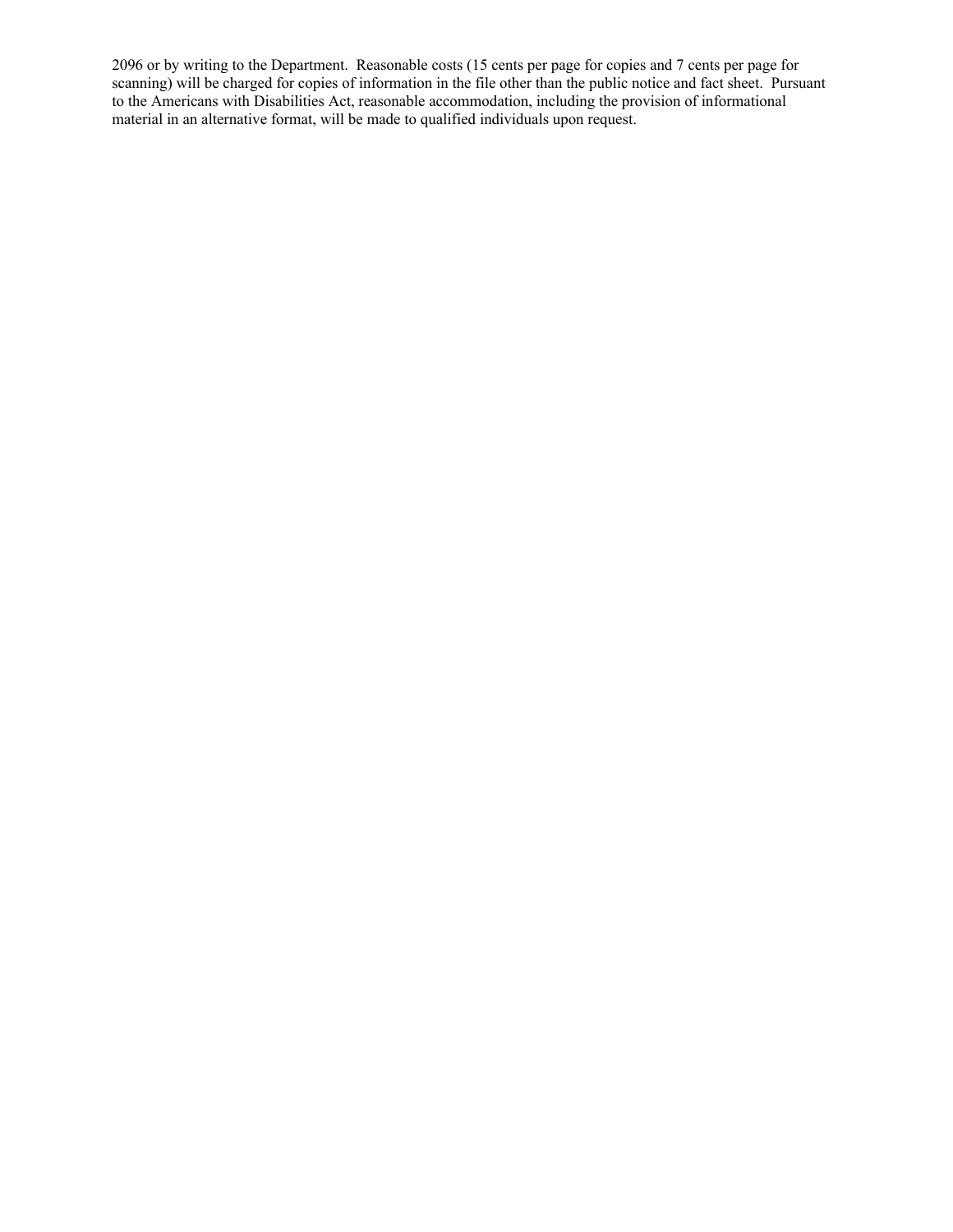2096 or by writing to the Department. Reasonable costs (15 cents per page for copies and 7 cents per page for scanning) will be charged for copies of information in the file other than the public notice and fact sheet. Pursuant to the Americans with Disabilities Act, reasonable accommodation, including the provision of informational material in an alternative format, will be made to qualified individuals upon request.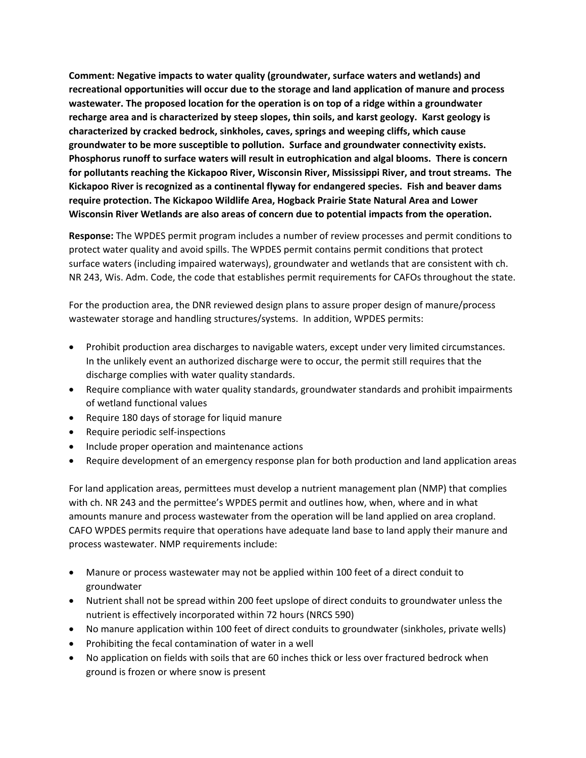**Comment: Negative impacts to water quality (groundwater, surface waters and wetlands) and recreational opportunities will occur due to the storage and land application of manure and process wastewater. The proposed location for the operation is on top of a ridge within a groundwater recharge area and is characterized by steep slopes, thin soils, and karst geology. Karst geology is characterized by cracked bedrock, sinkholes, caves, springs and weeping cliffs, which cause groundwater to be more susceptible to pollution. Surface and groundwater connectivity exists. Phosphorus runoff to surface waters will result in eutrophication and algal blooms. There is concern for pollutants reaching the Kickapoo River, Wisconsin River, Mississippi River, and trout streams. The Kickapoo River is recognized as a continental flyway for endangered species. Fish and beaver dams require protection. The Kickapoo Wildlife Area, Hogback Prairie State Natural Area and Lower Wisconsin River Wetlands are also areas of concern due to potential impacts from the operation.**

**Response:** The WPDES permit program includes a number of review processes and permit conditions to protect water quality and avoid spills. The WPDES permit contains permit conditions that protect surface waters (including impaired waterways), groundwater and wetlands that are consistent with ch. NR 243, Wis. Adm. Code, the code that establishes permit requirements for CAFOs throughout the state.

For the production area, the DNR reviewed design plans to assure proper design of manure/process wastewater storage and handling structures/systems. In addition, WPDES permits:

- Prohibit production area discharges to navigable waters, except under very limited circumstances. In the unlikely event an authorized discharge were to occur, the permit still requires that the discharge complies with water quality standards.
- Require compliance with water quality standards, groundwater standards and prohibit impairments of wetland functional values
- Require 180 days of storage for liquid manure
- Require periodic self-inspections
- Include proper operation and maintenance actions
- Require development of an emergency response plan for both production and land application areas

For land application areas, permittees must develop a nutrient management plan (NMP) that complies with ch. NR 243 and the permittee's WPDES permit and outlines how, when, where and in what amounts manure and process wastewater from the operation will be land applied on area cropland. CAFO WPDES permits require that operations have adequate land base to land apply their manure and process wastewater. NMP requirements include:

- Manure or process wastewater may not be applied within 100 feet of a direct conduit to groundwater
- Nutrient shall not be spread within 200 feet upslope of direct conduits to groundwater unless the nutrient is effectively incorporated within 72 hours (NRCS 590)
- No manure application within 100 feet of direct conduits to groundwater (sinkholes, private wells)
- Prohibiting the fecal contamination of water in a well
- No application on fields with soils that are 60 inches thick or less over fractured bedrock when ground is frozen or where snow is present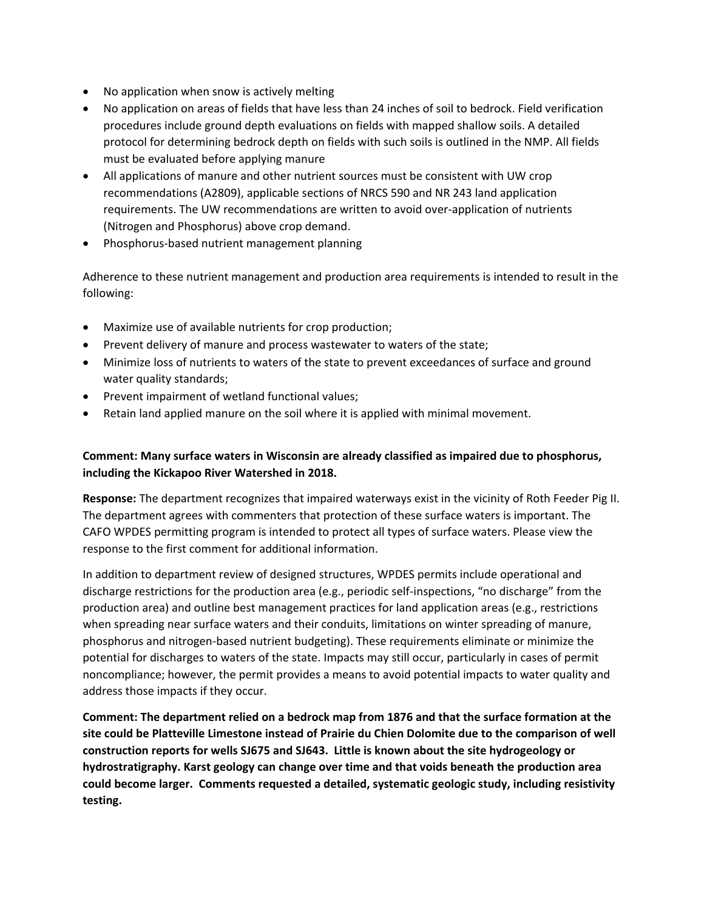- No application when snow is actively melting
- No application on areas of fields that have less than 24 inches of soil to bedrock. Field verification procedures include ground depth evaluations on fields with mapped shallow soils. A detailed protocol for determining bedrock depth on fields with such soils is outlined in the NMP. All fields must be evaluated before applying manure
- All applications of manure and other nutrient sources must be consistent with UW crop recommendations (A2809), applicable sections of NRCS 590 and NR 243 land application requirements. The UW recommendations are written to avoid over-application of nutrients (Nitrogen and Phosphorus) above crop demand.
- Phosphorus-based nutrient management planning

Adherence to these nutrient management and production area requirements is intended to result in the following:

- Maximize use of available nutrients for crop production;
- Prevent delivery of manure and process wastewater to waters of the state;
- Minimize loss of nutrients to waters of the state to prevent exceedances of surface and ground water quality standards;
- Prevent impairment of wetland functional values;
- Retain land applied manure on the soil where it is applied with minimal movement.

**Comment: Many surface waters in Wisconsin are already classified as impaired due to phosphorus, including the Kickapoo River Watershed in 2018.**

**Response:** The department recognizes that impaired waterways exist in the vicinity of Roth Feeder Pig II. The department agrees with commenters that protection of these surface waters is important. The CAFO WPDES permitting program is intended to protect all types of surface waters. Please view the response to the first comment for additional information.

In addition to department review of designed structures, WPDES permits include operational and discharge restrictions for the production area (e.g., periodic self-inspections, "no discharge" from the production area) and outline best management practices for land application areas (e.g., restrictions when spreading near surface waters and their conduits, limitations on winter spreading of manure, phosphorus and nitrogen-based nutrient budgeting). These requirements eliminate or minimize the potential for discharges to waters of the state. Impacts may still occur, particularly in cases of permit noncompliance; however, the permit provides a means to avoid potential impacts to water quality and address those impacts if they occur.

**Comment: The department relied on a bedrock map from 1876 and that the surface formation at the site could be Platteville Limestone instead of Prairie du Chien Dolomite due to the comparison of well construction reports for wells SJ675 and SJ643. Little is known about the site hydrogeology or hydrostratigraphy. Karst geology can change over time and that voids beneath the production area could become larger. Comments requested a detailed, systematic geologic study, including resistivity testing.**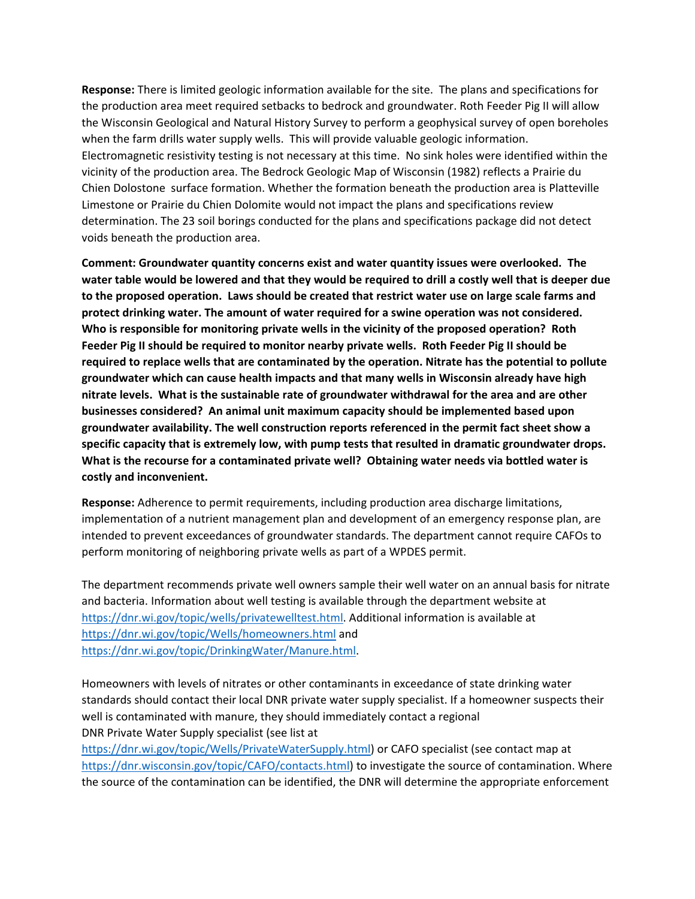**Response:** There is limited geologic information available for the site. The plans and specifications for the production area meet required setbacks to bedrock and groundwater. Roth Feeder Pig II will allow the Wisconsin Geological and Natural History Survey to perform a geophysical survey of open boreholes when the farm drills water supply wells. This will provide valuable geologic information. Electromagnetic resistivity testing is not necessary at this time. No sink holes were identified within the vicinity of the production area. The Bedrock Geologic Map of Wisconsin (1982) reflects a Prairie du Chien Dolostone surface formation. Whether the formation beneath the production area is Platteville Limestone or Prairie du Chien Dolomite would not impact the plans and specifications review determination. The 23 soil borings conducted for the plans and specifications package did not detect voids beneath the production area.

**Comment: Groundwater quantity concerns exist and water quantity issues were overlooked. The water table would be lowered and that they would be required to drill a costly well that is deeper due to the proposed operation. Laws should be created that restrict water use on large scale farms and protect drinking water. The amount of water required for a swine operation was not considered. Who is responsible for monitoring private wells in the vicinity of the proposed operation? Roth Feeder Pig II should be required to monitor nearby private wells. Roth Feeder Pig II should be required to replace wells that are contaminated by the operation. Nitrate has the potential to pollute groundwater which can cause health impacts and that many wells in Wisconsin already have high nitrate levels. What is the sustainable rate of groundwater withdrawal for the area and are other businesses considered? An animal unit maximum capacity should be implemented based upon groundwater availability. The well construction reports referenced in the permit fact sheet show a specific capacity that is extremely low, with pump tests that resulted in dramatic groundwater drops. What is the recourse for a contaminated private well? Obtaining water needs via bottled water is costly and inconvenient.**

**Response:** Adherence to permit requirements, including production area discharge limitations, implementation of a nutrient management plan and development of an emergency response plan, are intended to prevent exceedances of groundwater standards. The department cannot require CAFOs to perform monitoring of neighboring private wells as part of a WPDES permit.

The department recommends private well owners sample their well water on an annual basis for nitrate and bacteria. Information about well testing is available through the department website at https://dnr.wi.gov/topic/wells/privatewelltest.html. Additional information is available at https://dnr.wi.gov/topic/Wells/homeowners.html and https://dnr.wi.gov/topic/DrinkingWater/Manure.html.

Homeowners with levels of nitrates or other contaminants in exceedance of state drinking water standards should contact their local DNR private water supply specialist. If a homeowner suspects their well is contaminated with manure, they should immediately contact a regional DNR Private Water Supply specialist (see list at https://dnr.wi.gov/topic/Wells/PrivateWaterSupply.html) or CAFO specialist (see contact map at https://dnr.wisconsin.gov/topic/CAFO/contacts.html) to investigate the source of contamination. Where the source of the contamination can be identified, the DNR will determine the appropriate enforcement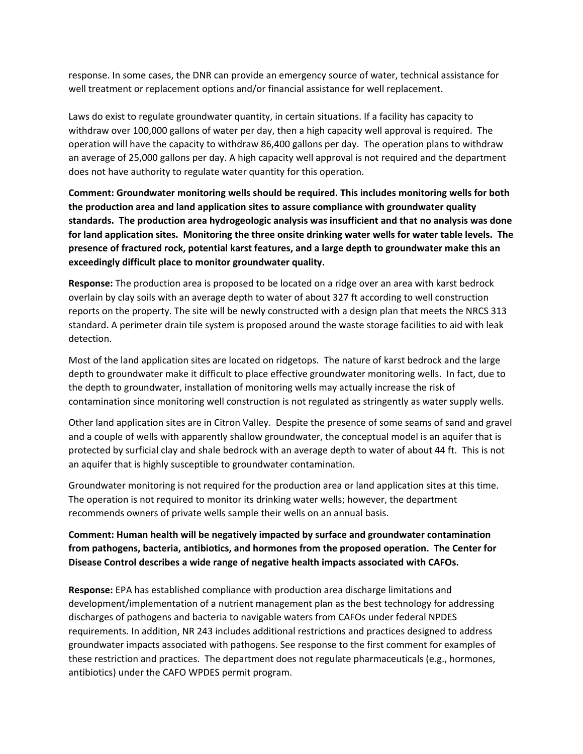response. In some cases, the DNR can provide an emergency source of water, technical assistance for well treatment or replacement options and/or financial assistance for well replacement.

Laws do exist to regulate groundwater quantity, in certain situations. If a facility has capacity to withdraw over 100,000 gallons of water per day, then a high capacity well approval is required. The operation will have the capacity to withdraw 86,400 gallons per day. The operation plans to withdraw an average of 25,000 gallons per day. A high capacity well approval is not required and the department does not have authority to regulate water quantity for this operation.

**Comment: Groundwater monitoring wells should be required. This includes monitoring wells for both the production area and land application sites to assure compliance with groundwater quality standards. The production area hydrogeologic analysis was insufficient and that no analysis was done for land application sites. Monitoring the three onsite drinking water wells for water table levels. The presence of fractured rock, potential karst features, and a large depth to groundwater make this an exceedingly difficult place to monitor groundwater quality.**

**Response:** The production area is proposed to be located on a ridge over an area with karst bedrock overlain by clay soils with an average depth to water of about 327 ft according to well construction reports on the property. The site will be newly constructed with a design plan that meets the NRCS 313 standard. A perimeter drain tile system is proposed around the waste storage facilities to aid with leak detection.

Most of the land application sites are located on ridgetops. The nature of karst bedrock and the large depth to groundwater make it difficult to place effective groundwater monitoring wells. In fact, due to the depth to groundwater, installation of monitoring wells may actually increase the risk of contamination since monitoring well construction is not regulated as stringently as water supply wells.

Other land application sites are in Citron Valley. Despite the presence of some seams of sand and gravel and a couple of wells with apparently shallow groundwater, the conceptual model is an aquifer that is protected by surficial clay and shale bedrock with an average depth to water of about 44 ft. This is not an aquifer that is highly susceptible to groundwater contamination.

Groundwater monitoring is not required for the production area or land application sites at this time. The operation is not required to monitor its drinking water wells; however, the department recommends owners of private wells sample their wells on an annual basis.

**Comment: Human health will be negatively impacted by surface and groundwater contamination from pathogens, bacteria, antibiotics, and hormones from the proposed operation. The Center for Disease Control describes a wide range of negative health impacts associated with CAFOs.**

**Response:** EPA has established compliance with production area discharge limitations and development/implementation of a nutrient management plan as the best technology for addressing discharges of pathogens and bacteria to navigable waters from CAFOs under federal NPDES requirements. In addition, NR 243 includes additional restrictions and practices designed to address groundwater impacts associated with pathogens. See response to the first comment for examples of these restriction and practices. The department does not regulate pharmaceuticals (e.g., hormones, antibiotics) under the CAFO WPDES permit program.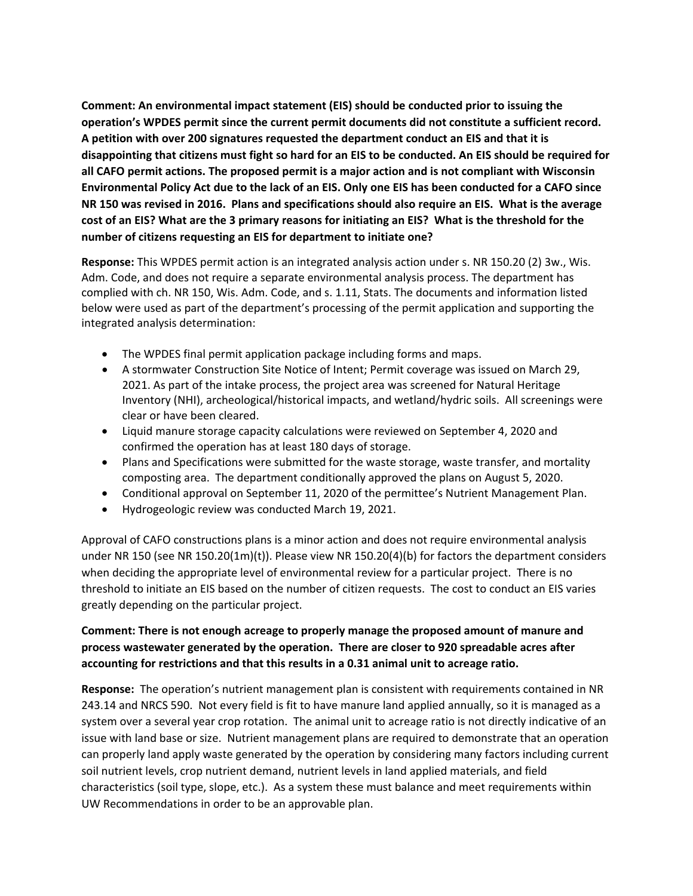**Comment: An environmental impact statement (EIS) should be conducted prior to issuing the operation's WPDES permit since the current permit documents did not constitute a sufficient record. A petition with over 200 signatures requested the department conduct an EIS and that it is disappointing that citizens must fight so hard for an EIS to be conducted. An EIS should be required for all CAFO permit actions. The proposed permit is a major action and is not compliant with Wisconsin Environmental Policy Act due to the lack of an EIS. Only one EIS has been conducted for a CAFO since NR 150 was revised in 2016. Plans and specifications should also require an EIS. What is the average cost of an EIS? What are the 3 primary reasons for initiating an EIS? What is the threshold for the number of citizens requesting an EIS for department to initiate one?**

**Response:** This WPDES permit action is an integrated analysis action under s. NR 150.20 (2) 3w., Wis. Adm. Code, and does not require a separate environmental analysis process. The department has complied with ch. NR 150, Wis. Adm. Code, and s. 1.11, Stats. The documents and information listed below were used as part of the department's processing of the permit application and supporting the integrated analysis determination:

- The WPDES final permit application package including forms and maps.
- A stormwater Construction Site Notice of Intent; Permit coverage was issued on March 29, 2021. As part of the intake process, the project area was screened for Natural Heritage Inventory (NHI), archeological/historical impacts, and wetland/hydric soils. All screenings were clear or have been cleared.
- Liquid manure storage capacity calculations were reviewed on September 4, 2020 and confirmed the operation has at least 180 days of storage.
- Plans and Specifications were submitted for the waste storage, waste transfer, and mortality composting area. The department conditionally approved the plans on August 5, 2020.
- Conditional approval on September 11, 2020 of the permittee's Nutrient Management Plan.
- Hydrogeologic review was conducted March 19, 2021.

Approval of CAFO constructions plans is a minor action and does not require environmental analysis under NR 150 (see NR 150.20(1m)(t)). Please view NR 150.20(4)(b) for factors the department considers when deciding the appropriate level of environmental review for a particular project. There is no threshold to initiate an EIS based on the number of citizen requests. The cost to conduct an EIS varies greatly depending on the particular project.

**Comment: There is not enough acreage to properly manage the proposed amount of manure and process wastewater generated by the operation. There are closer to 920 spreadable acres after accounting for restrictions and that this results in a 0.31 animal unit to acreage ratio.**

**Response:** The operation's nutrient management plan is consistent with requirements contained in NR 243.14 and NRCS 590. Not every field is fit to have manure land applied annually, so it is managed as a system over a several year crop rotation. The animal unit to acreage ratio is not directly indicative of an issue with land base or size. Nutrient management plans are required to demonstrate that an operation can properly land apply waste generated by the operation by considering many factors including current soil nutrient levels, crop nutrient demand, nutrient levels in land applied materials, and field characteristics (soil type, slope, etc.). As a system these must balance and meet requirements within UW Recommendations in order to be an approvable plan.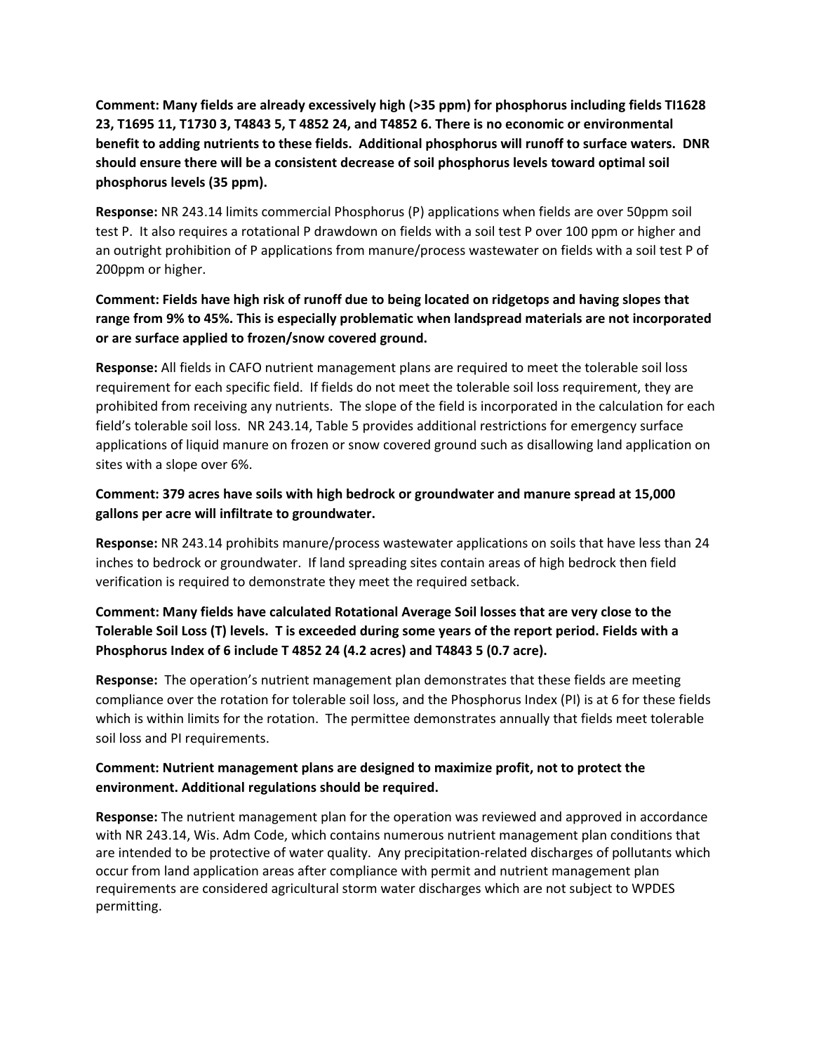**Comment: Many fields are already excessively high (>35 ppm) for phosphorus including fields TI1628 23, T1695 11, T1730 3, T4843 5, T 4852 24, and T4852 6. There is no economic or environmental benefit to adding nutrients to these fields. Additional phosphorus will runoff to surface waters. DNR should ensure there will be a consistent decrease of soil phosphorus levels toward optimal soil phosphorus levels (35 ppm).**

**Response:** NR 243.14 limits commercial Phosphorus (P) applications when fields are over 50ppm soil test P. It also requires a rotational P drawdown on fields with a soil test P over 100 ppm or higher and an outright prohibition of P applications from manure/process wastewater on fields with a soil test P of 200ppm or higher.

**Comment: Fields have high risk of runoff due to being located on ridgetops and having slopes that range from 9% to 45%. This is especially problematic when landspread materials are not incorporated or are surface applied to frozen/snow covered ground.**

**Response:** All fields in CAFO nutrient management plans are required to meet the tolerable soil loss requirement for each specific field. If fields do not meet the tolerable soil loss requirement, they are prohibited from receiving any nutrients. The slope of the field is incorporated in the calculation for each field's tolerable soil loss. NR 243.14, Table 5 provides additional restrictions for emergency surface applications of liquid manure on frozen or snow covered ground such as disallowing land application on sites with a slope over 6%.

**Comment: 379 acres have soils with high bedrock or groundwater and manure spread at 15,000 gallons per acre will infiltrate to groundwater.**

**Response:** NR 243.14 prohibits manure/process wastewater applications on soils that have less than 24 inches to bedrock or groundwater. If land spreading sites contain areas of high bedrock then field verification is required to demonstrate they meet the required setback.

**Comment: Many fields have calculated Rotational Average Soil losses that are very close to the Tolerable Soil Loss (T) levels. T is exceeded during some years of the report period. Fields with a Phosphorus Index of 6 include T 4852 24 (4.2 acres) and T4843 5 (0.7 acre).**

**Response:** The operation's nutrient management plan demonstrates that these fields are meeting compliance over the rotation for tolerable soil loss, and the Phosphorus Index (PI) is at 6 for these fields which is within limits for the rotation. The permittee demonstrates annually that fields meet tolerable soil loss and PI requirements.

**Comment: Nutrient management plans are designed to maximize profit, not to protect the environment. Additional regulations should be required.**

**Response:** The nutrient management plan for the operation was reviewed and approved in accordance with NR 243.14, Wis. Adm Code, which contains numerous nutrient management plan conditions that are intended to be protective of water quality. Any precipitation-related discharges of pollutants which occur from land application areas after compliance with permit and nutrient management plan requirements are considered agricultural storm water discharges which are not subject to WPDES permitting.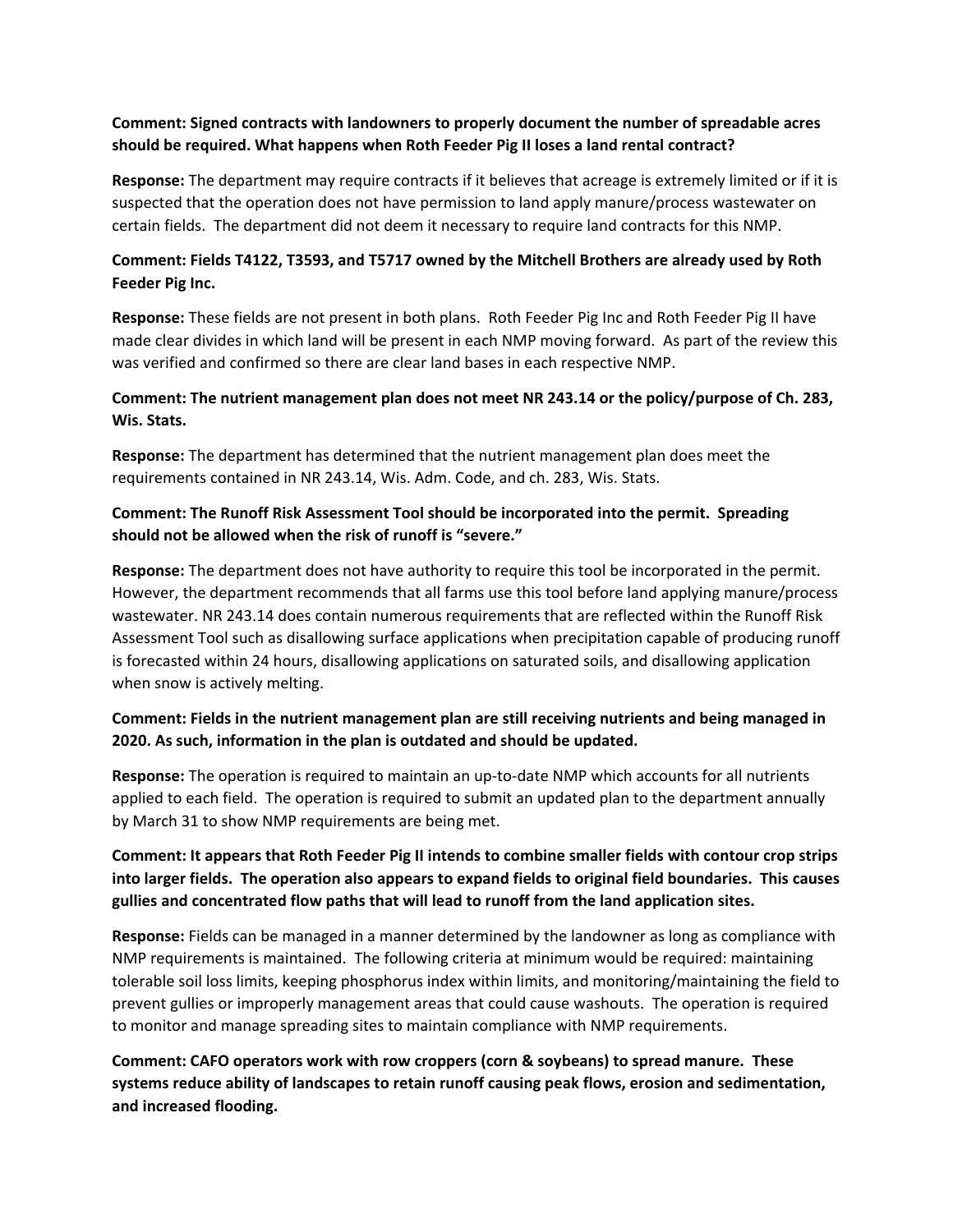**Comment: Signed contracts with landowners to properly document the number of spreadable acres should be required. What happens when Roth Feeder Pig II loses a land rental contract?**

**Response:** The department may require contracts if it believes that acreage is extremely limited or if it is suspected that the operation does not have permission to land apply manure/process wastewater on certain fields. The department did not deem it necessary to require land contracts for this NMP.

**Comment: Fields T4122, T3593, and T5717 owned by the Mitchell Brothers are already used by Roth Feeder Pig Inc.**

**Response:** These fields are not present in both plans. Roth Feeder Pig Inc and Roth Feeder Pig II have made clear divides in which land will be present in each NMP moving forward. As part of the review this was verified and confirmed so there are clear land bases in each respective NMP.

**Comment: The nutrient management plan does not meet NR 243.14 or the policy/purpose of Ch. 283, Wis. Stats.**

**Response:** The department has determined that the nutrient management plan does meet the requirements contained in NR 243.14, Wis. Adm. Code, and ch. 283, Wis. Stats.

**Comment: The Runoff Risk Assessment Tool should be incorporated into the permit. Spreading should not be allowed when the risk of runoff is "severe."**

**Response:** The department does not have authority to require this tool be incorporated in the permit. However, the department recommends that all farms use this tool before land applying manure/process wastewater. NR 243.14 does contain numerous requirements that are reflected within the Runoff Risk Assessment Tool such as disallowing surface applications when precipitation capable of producing runoff is forecasted within 24 hours, disallowing applications on saturated soils, and disallowing application when snow is actively melting.

**Comment: Fields in the nutrient management plan are still receiving nutrients and being managed in 2020. As such, information in the plan is outdated and should be updated.**

**Response:** The operation is required to maintain an up-to-date NMP which accounts for all nutrients applied to each field. The operation is required to submit an updated plan to the department annually by March 31 to show NMP requirements are being met.

**Comment: It appears that Roth Feeder Pig II intends to combine smaller fields with contour crop strips into larger fields. The operation also appears to expand fields to original field boundaries. This causes gullies and concentrated flow paths that will lead to runoff from the land application sites.**

**Response:** Fields can be managed in a manner determined by the landowner as long as compliance with NMP requirements is maintained. The following criteria at minimum would be required: maintaining tolerable soil loss limits, keeping phosphorus index within limits, and monitoring/maintaining the field to prevent gullies or improperly management areas that could cause washouts. The operation is required to monitor and manage spreading sites to maintain compliance with NMP requirements.

**Comment: CAFO operators work with row croppers (corn & soybeans) to spread manure. These systems reduce ability of landscapes to retain runoff causing peak flows, erosion and sedimentation, and increased flooding.**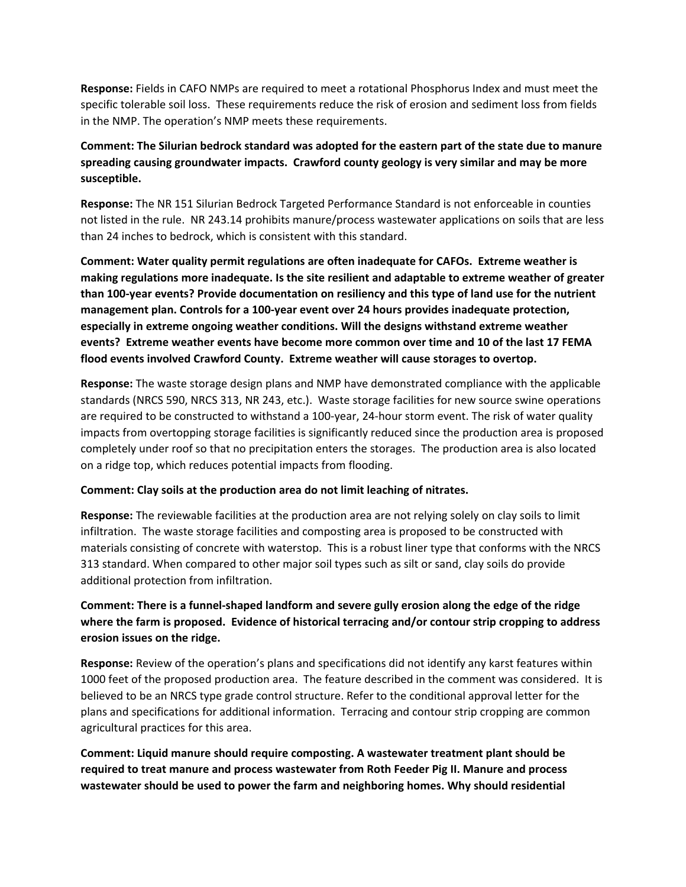**Response:** Fields in CAFO NMPs are required to meet a rotational Phosphorus Index and must meet the specific tolerable soil loss. These requirements reduce the risk of erosion and sediment loss from fields in the NMP. The operation's NMP meets these requirements.

**Comment: The Silurian bedrock standard was adopted for the eastern part of the state due to manure spreading causing groundwater impacts. Crawford county geology is very similar and may be more susceptible.**

**Response:** The NR 151 Silurian Bedrock Targeted Performance Standard is not enforceable in counties not listed in the rule. NR 243.14 prohibits manure/process wastewater applications on soils that are less than 24 inches to bedrock, which is consistent with this standard.

**Comment: Water quality permit regulations are often inadequate for CAFOs. Extreme weather is making regulations more inadequate. Is the site resilient and adaptable to extreme weather of greater than 100-year events? Provide documentation on resiliency and this type of land use for the nutrient management plan. Controls for a 100-year event over 24 hours provides inadequate protection, especially in extreme ongoing weather conditions. Will the designs withstand extreme weather events? Extreme weather events have become more common over time and 10 of the last 17 FEMA flood events involved Crawford County. Extreme weather will cause storages to overtop.**

**Response:** The waste storage design plans and NMP have demonstrated compliance with the applicable standards (NRCS 590, NRCS 313, NR 243, etc.). Waste storage facilities for new source swine operations are required to be constructed to withstand a 100-year, 24-hour storm event. The risk of water quality impacts from overtopping storage facilities is significantly reduced since the production area is proposed completely under roof so that no precipitation enters the storages. The production area is also located on a ridge top, which reduces potential impacts from flooding.

**Comment: Clay soils at the production area do not limit leaching of nitrates.**

**Response:** The reviewable facilities at the production area are not relying solely on clay soils to limit infiltration. The waste storage facilities and composting area is proposed to be constructed with materials consisting of concrete with waterstop. This is a robust liner type that conforms with the NRCS 313 standard. When compared to other major soil types such as silt or sand, clay soils do provide additional protection from infiltration.

**Comment: There is a funnel-shaped landform and severe gully erosion along the edge of the ridge where the farm is proposed. Evidence of historical terracing and/or contour strip cropping to address erosion issues on the ridge.**

**Response:** Review of the operation's plans and specifications did not identify any karst features within 1000 feet of the proposed production area. The feature described in the comment was considered. It is believed to be an NRCS type grade control structure. Refer to the conditional approval letter for the plans and specifications for additional information. Terracing and contour strip cropping are common agricultural practices for this area.

**Comment: Liquid manure should require composting. A wastewater treatment plant should be required to treat manure and process wastewater from Roth Feeder Pig II. Manure and process wastewater should be used to power the farm and neighboring homes. Why should residential**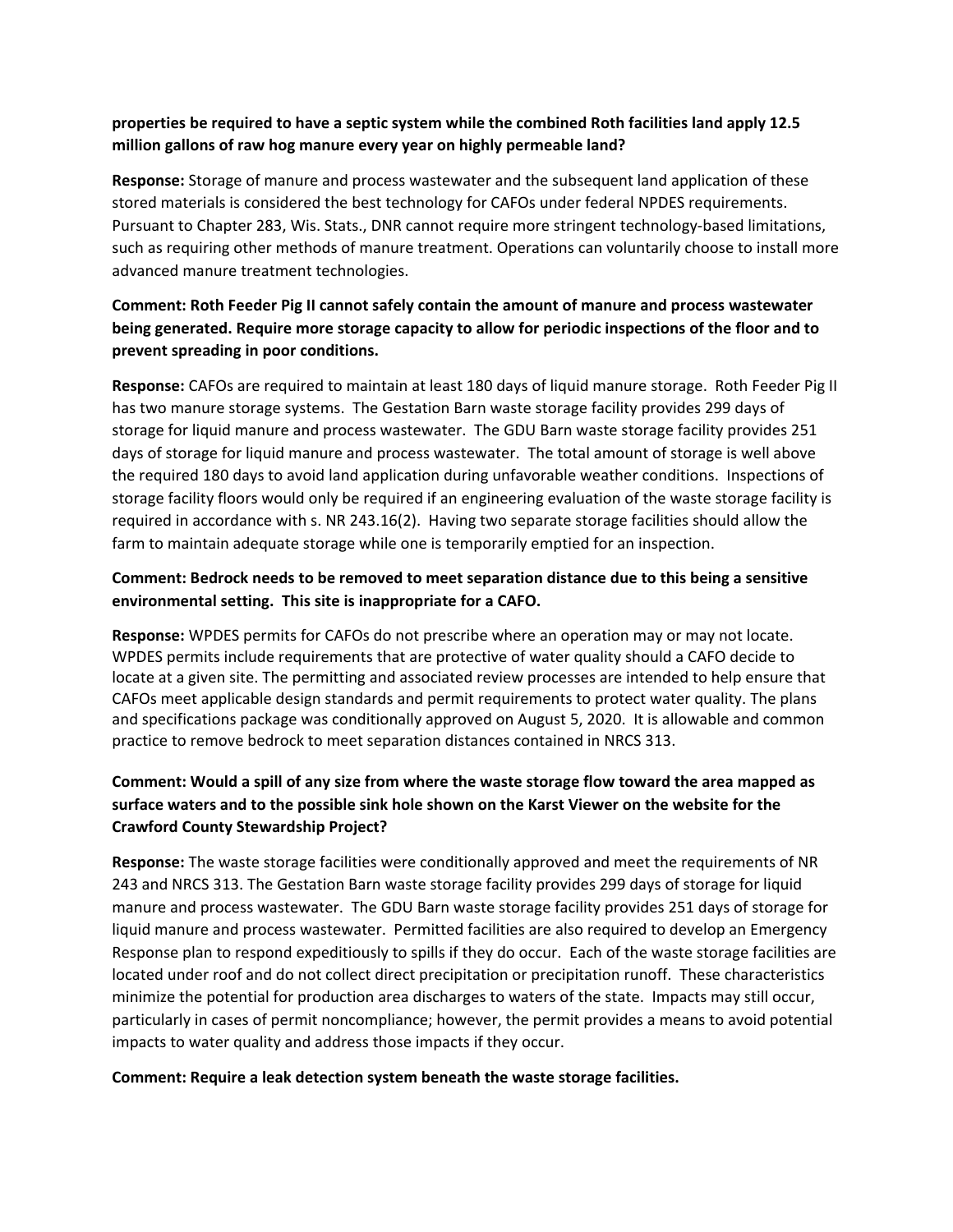**properties be required to have a septic system while the combined Roth facilities land apply 12.5 million gallons of raw hog manure every year on highly permeable land?**

**Response:** Storage of manure and process wastewater and the subsequent land application of these stored materials is considered the best technology for CAFOs under federal NPDES requirements. Pursuant to Chapter 283, Wis. Stats., DNR cannot require more stringent technology-based limitations, such as requiring other methods of manure treatment. Operations can voluntarily choose to install more advanced manure treatment technologies.

**Comment: Roth Feeder Pig II cannot safely contain the amount of manure and process wastewater being generated. Require more storage capacity to allow for periodic inspections of the floor and to prevent spreading in poor conditions.**

**Response:** CAFOs are required to maintain at least 180 days of liquid manure storage. Roth Feeder Pig II has two manure storage systems. The Gestation Barn waste storage facility provides 299 days of storage for liquid manure and process wastewater. The GDU Barn waste storage facility provides 251 days of storage for liquid manure and process wastewater. The total amount of storage is well above the required 180 days to avoid land application during unfavorable weather conditions. Inspections of storage facility floors would only be required if an engineering evaluation of the waste storage facility is required in accordance with s. NR 243.16(2). Having two separate storage facilities should allow the farm to maintain adequate storage while one is temporarily emptied for an inspection.

**Comment: Bedrock needs to be removed to meet separation distance due to this being a sensitive environmental setting. This site is inappropriate for a CAFO.**

**Response:** WPDES permits for CAFOs do not prescribe where an operation may or may not locate. WPDES permits include requirements that are protective of water quality should a CAFO decide to locate at a given site. The permitting and associated review processes are intended to help ensure that CAFOs meet applicable design standards and permit requirements to protect water quality. The plans and specifications package was conditionally approved on August 5, 2020. It is allowable and common practice to remove bedrock to meet separation distances contained in NRCS 313.

**Comment: Would a spill of any size from where the waste storage flow toward the area mapped as surface waters and to the possible sink hole shown on the Karst Viewer on the website for the Crawford County Stewardship Project?**

**Response:** The waste storage facilities were conditionally approved and meet the requirements of NR 243 and NRCS 313. The Gestation Barn waste storage facility provides 299 days of storage for liquid manure and process wastewater. The GDU Barn waste storage facility provides 251 days of storage for liquid manure and process wastewater. Permitted facilities are also required to develop an Emergency Response plan to respond expeditiously to spills if they do occur. Each of the waste storage facilities are located under roof and do not collect direct precipitation or precipitation runoff. These characteristics minimize the potential for production area discharges to waters of the state. Impacts may still occur, particularly in cases of permit noncompliance; however, the permit provides a means to avoid potential impacts to water quality and address those impacts if they occur.

**Comment: Require a leak detection system beneath the waste storage facilities.**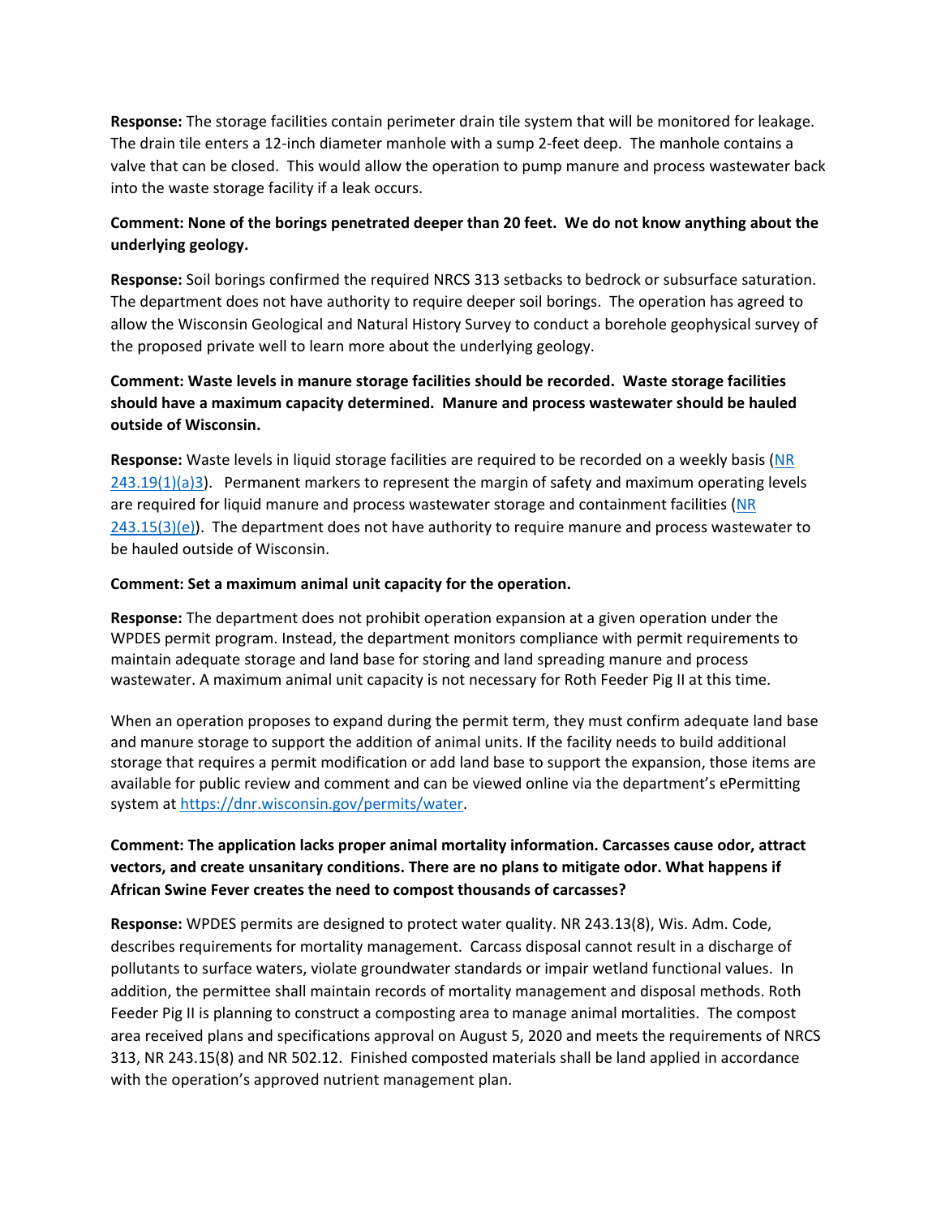**Response:** The storage facilities contain perimeter drain tile system that will be monitored for leakage. The drain tile enters a 12-inch diameter manhole with a sump 2-feet deep. The manhole contains a valve that can be closed. This would allow the operation to pump manure and process wastewater back into the waste storage facility if a leak occurs.

**Comment: None of the borings penetrated deeper than 20 feet. We do not know anything about the underlying geology.**

**Response:** Soil borings confirmed the required NRCS 313 setbacks to bedrock or subsurface saturation. The department does not have authority to require deeper soil borings. The operation has agreed to allow the Wisconsin Geological and Natural History Survey to conduct a borehole geophysical survey of the proposed private well to learn more about the underlying geology.

**Comment: Waste levels in manure storage facilities should be recorded. Waste storage facilities should have a maximum capacity determined. Manure and process wastewater should be hauled outside of Wisconsin.**

**Response:** Waste levels in liquid storage facilities are required to be recorded on a weekly basis (NR 243.19(1)(a)3). Permanent markers to represent the margin of safety and maximum operating levels are required for liquid manure and process wastewater storage and containment facilities (NR 243.15(3)(e)). The department does not have authority to require manure and process wastewater to be hauled outside of Wisconsin.

**Comment: Set a maximum animal unit capacity for the operation.**

**Response:** The department does not prohibit operation expansion at a given operation under the WPDES permit program. Instead, the department monitors compliance with permit requirements to maintain adequate storage and land base for storing and land spreading manure and process wastewater. A maximum animal unit capacity is not necessary for Roth Feeder Pig II at this time.

When an operation proposes to expand during the permit term, they must confirm adequate land base and manure storage to support the addition of animal units. If the facility needs to build additional storage that requires a permit modification or add land base to support the expansion, those items are available for public review and comment and can be viewed online via the department's ePermitting system at https://dnr.wisconsin.gov/permits/water.

**Comment: The application lacks proper animal mortality information. Carcasses cause odor, attract vectors, and create unsanitary conditions. There are no plans to mitigate odor. What happens if African Swine Fever creates the need to compost thousands of carcasses?**

**Response:** WPDES permits are designed to protect water quality. NR 243.13(8), Wis. Adm. Code, describes requirements for mortality management. Carcass disposal cannot result in a discharge of pollutants to surface waters, violate groundwater standards or impair wetland functional values. In addition, the permittee shall maintain records of mortality management and disposal methods. Roth Feeder Pig II is planning to construct a composting area to manage animal mortalities. The compost area received plans and specifications approval on August 5, 2020 and meets the requirements of NRCS 313, NR 243.15(8) and NR 502.12. Finished composted materials shall be land applied in accordance with the operation's approved nutrient management plan.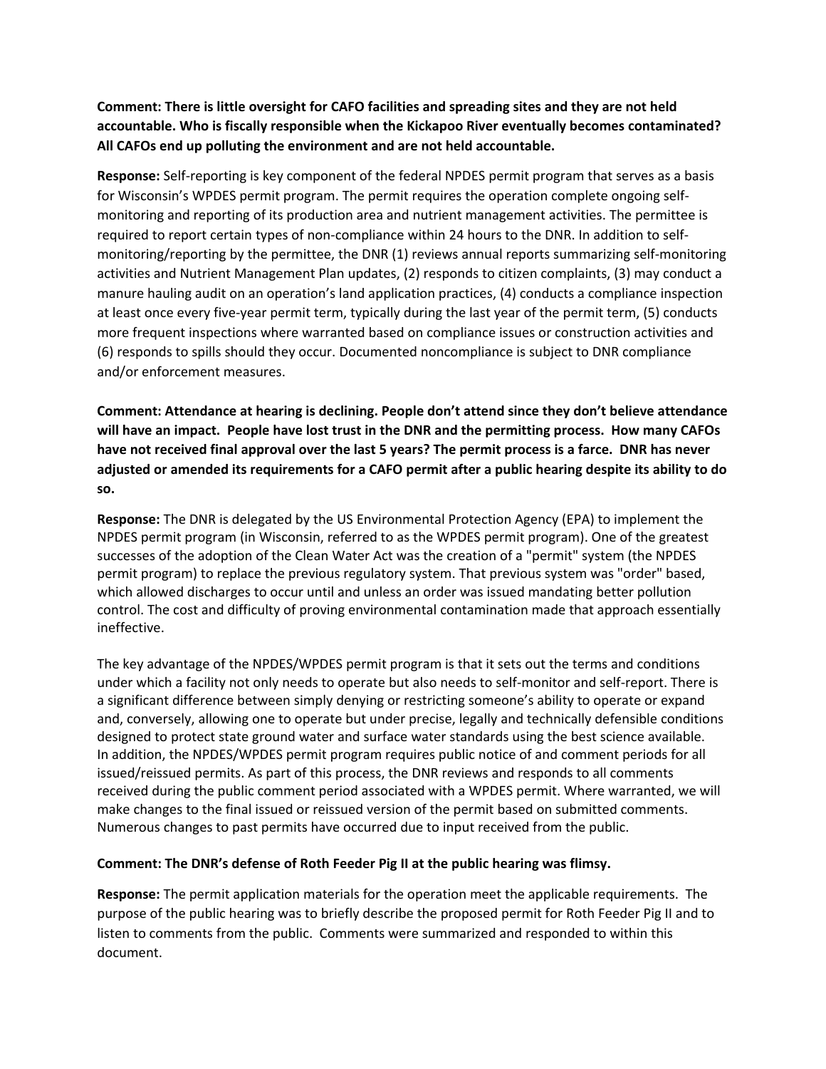**Comment: There is little oversight for CAFO facilities and spreading sites and they are not held accountable. Who is fiscally responsible when the Kickapoo River eventually becomes contaminated? All CAFOs end up polluting the environment and are not held accountable.**

**Response:** Self-reporting is key component of the federal NPDES permit program that serves as a basis for Wisconsin's WPDES permit program. The permit requires the operation complete ongoing self-monitoring and reporting of its production area and nutrient management activities. The permittee is required to report certain types of non-compliance within 24 hours to the DNR. In addition to self-monitoring/reporting by the permittee, the DNR (1) reviews annual reports summarizing self-monitoring activities and Nutrient Management Plan updates, (2) responds to citizen complaints, (3) may conduct a manure hauling audit on an operation's land application practices, (4) conducts a compliance inspection at least once every five-year permit term, typically during the last year of the permit term, (5) conducts more frequent inspections where warranted based on compliance issues or construction activities and (6) responds to spills should they occur. Documented noncompliance is subject to DNR compliance and/or enforcement measures.

**Comment: Attendance at hearing is declining. People don't attend since they don't believe attendance will have an impact. People have lost trust in the DNR and the permitting process. How many CAFOs have not received final approval over the last 5 years? The permit process is a farce. DNR has never adjusted or amended its requirements for a CAFO permit after a public hearing despite its ability to do so.**

**Response:** The DNR is delegated by the US Environmental Protection Agency (EPA) to implement the NPDES permit program (in Wisconsin, referred to as the WPDES permit program). One of the greatest successes of the adoption of the Clean Water Act was the creation of a "permit" system (the NPDES permit program) to replace the previous regulatory system. That previous system was "order" based, which allowed discharges to occur until and unless an order was issued mandating better pollution control. The cost and difficulty of proving environmental contamination made that approach essentially ineffective.

The key advantage of the NPDES/WPDES permit program is that it sets out the terms and conditions under which a facility not only needs to operate but also needs to self-monitor and self-report. There is a significant difference between simply denying or restricting someone's ability to operate or expand and, conversely, allowing one to operate but under precise, legally and technically defensible conditions designed to protect state ground water and surface water standards using the best science available. In addition, the NPDES/WPDES permit program requires public notice of and comment periods for all issued/reissued permits. As part of this process, the DNR reviews and responds to all comments received during the public comment period associated with a WPDES permit. Where warranted, we will make changes to the final issued or reissued version of the permit based on submitted comments. Numerous changes to past permits have occurred due to input received from the public.

**Comment: The DNR's defense of Roth Feeder Pig II at the public hearing was flimsy.**

**Response:** The permit application materials for the operation meet the applicable requirements. The purpose of the public hearing was to briefly describe the proposed permit for Roth Feeder Pig II and to listen to comments from the public. Comments were summarized and responded to within this document.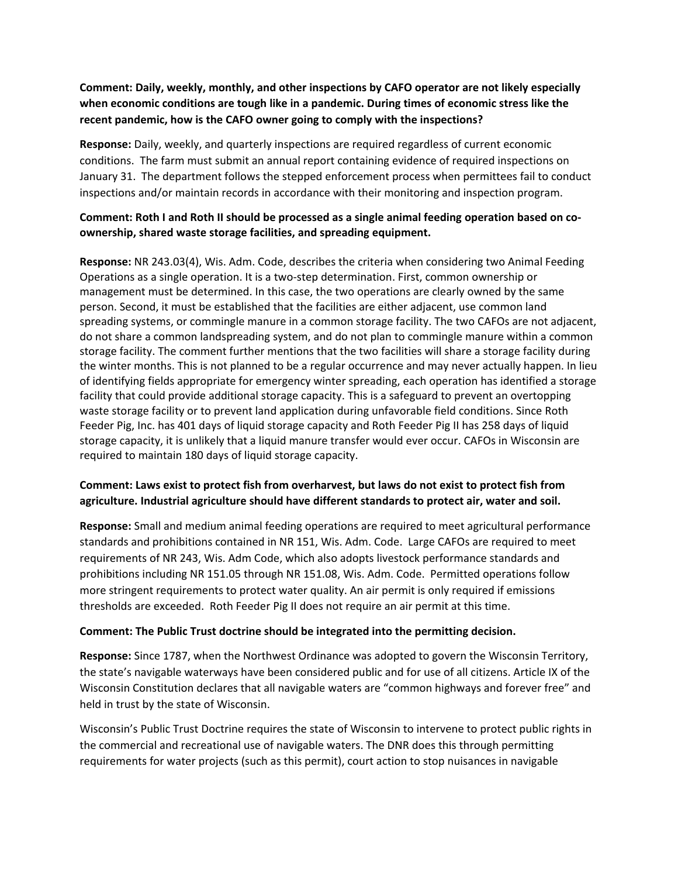**Comment: Daily, weekly, monthly, and other inspections by CAFO operator are not likely especially when economic conditions are tough like in a pandemic. During times of economic stress like the recent pandemic, how is the CAFO owner going to comply with the inspections?**

**Response:** Daily, weekly, and quarterly inspections are required regardless of current economic conditions. The farm must submit an annual report containing evidence of required inspections on January 31. The department follows the stepped enforcement process when permittees fail to conduct inspections and/or maintain records in accordance with their monitoring and inspection program.

**Comment: Roth I and Roth II should be processed as a single animal feeding operation based on co-ownership, shared waste storage facilities, and spreading equipment.**

**Response:** NR 243.03(4), Wis. Adm. Code, describes the criteria when considering two Animal Feeding Operations as a single operation. It is a two-step determination. First, common ownership or management must be determined. In this case, the two operations are clearly owned by the same person. Second, it must be established that the facilities are either adjacent, use common land spreading systems, or commingle manure in a common storage facility. The two CAFOs are not adjacent, do not share a common landspreading system, and do not plan to commingle manure within a common storage facility. The comment further mentions that the two facilities will share a storage facility during the winter months. This is not planned to be a regular occurrence and may never actually happen. In lieu of identifying fields appropriate for emergency winter spreading, each operation has identified a storage facility that could provide additional storage capacity. This is a safeguard to prevent an overtopping waste storage facility or to prevent land application during unfavorable field conditions. Since Roth Feeder Pig, Inc. has 401 days of liquid storage capacity and Roth Feeder Pig II has 258 days of liquid storage capacity, it is unlikely that a liquid manure transfer would ever occur. CAFOs in Wisconsin are required to maintain 180 days of liquid storage capacity.

**Comment: Laws exist to protect fish from overharvest, but laws do not exist to protect fish from agriculture. Industrial agriculture should have different standards to protect air, water and soil.**

**Response:** Small and medium animal feeding operations are required to meet agricultural performance standards and prohibitions contained in NR 151, Wis. Adm. Code. Large CAFOs are required to meet requirements of NR 243, Wis. Adm Code, which also adopts livestock performance standards and prohibitions including NR 151.05 through NR 151.08, Wis. Adm. Code. Permitted operations follow more stringent requirements to protect water quality. An air permit is only required if emissions thresholds are exceeded. Roth Feeder Pig II does not require an air permit at this time.

**Comment: The Public Trust doctrine should be integrated into the permitting decision.**

**Response:** Since 1787, when the Northwest Ordinance was adopted to govern the Wisconsin Territory, the state's navigable waterways have been considered public and for use of all citizens. Article IX of the Wisconsin Constitution declares that all navigable waters are "common highways and forever free" and held in trust by the state of Wisconsin.

Wisconsin's Public Trust Doctrine requires the state of Wisconsin to intervene to protect public rights in the commercial and recreational use of navigable waters. The DNR does this through permitting requirements for water projects (such as this permit), court action to stop nuisances in navigable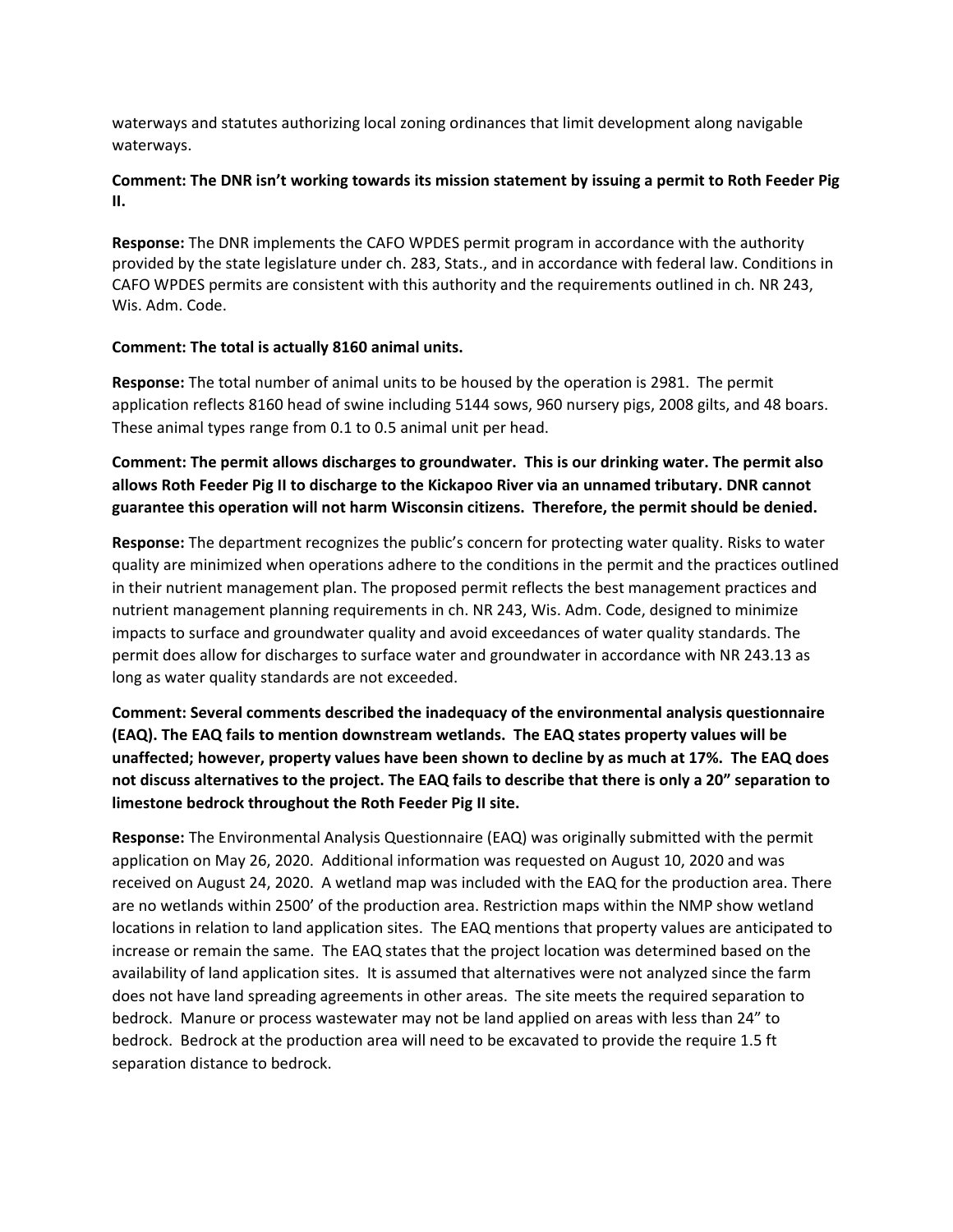waterways and statutes authorizing local zoning ordinances that limit development along navigable waterways.

**Comment: The DNR isn't working towards its mission statement by issuing a permit to Roth Feeder Pig II.**

**Response:** The DNR implements the CAFO WPDES permit program in accordance with the authority provided by the state legislature under ch. 283, Stats., and in accordance with federal law. Conditions in CAFO WPDES permits are consistent with this authority and the requirements outlined in ch. NR 243, Wis. Adm. Code.

**Comment: The total is actually 8160 animal units.**

**Response:** The total number of animal units to be housed by the operation is 2981. The permit application reflects 8160 head of swine including 5144 sows, 960 nursery pigs, 2008 gilts, and 48 boars. These animal types range from 0.1 to 0.5 animal unit per head.

**Comment: The permit allows discharges to groundwater. This is our drinking water. The permit also allows Roth Feeder Pig II to discharge to the Kickapoo River via an unnamed tributary. DNR cannot guarantee this operation will not harm Wisconsin citizens. Therefore, the permit should be denied.**

**Response:** The department recognizes the public's concern for protecting water quality. Risks to water quality are minimized when operations adhere to the conditions in the permit and the practices outlined in their nutrient management plan. The proposed permit reflects the best management practices and nutrient management planning requirements in ch. NR 243, Wis. Adm. Code, designed to minimize impacts to surface and groundwater quality and avoid exceedances of water quality standards. The permit does allow for discharges to surface water and groundwater in accordance with NR 243.13 as long as water quality standards are not exceeded.

**Comment: Several comments described the inadequacy of the environmental analysis questionnaire (EAQ). The EAQ fails to mention downstream wetlands. The EAQ states property values will be unaffected; however, property values have been shown to decline by as much at 17%. The EAQ does not discuss alternatives to the project. The EAQ fails to describe that there is only a 20" separation to limestone bedrock throughout the Roth Feeder Pig II site.**

**Response:** The Environmental Analysis Questionnaire (EAQ) was originally submitted with the permit application on May 26, 2020. Additional information was requested on August 10, 2020 and was received on August 24, 2020. A wetland map was included with the EAQ for the production area. There are no wetlands within 2500' of the production area. Restriction maps within the NMP show wetland locations in relation to land application sites. The EAQ mentions that property values are anticipated to increase or remain the same. The EAQ states that the project location was determined based on the availability of land application sites. It is assumed that alternatives were not analyzed since the farm does not have land spreading agreements in other areas. The site meets the required separation to bedrock. Manure or process wastewater may not be land applied on areas with less than 24" to bedrock. Bedrock at the production area will need to be excavated to provide the require 1.5 ft separation distance to bedrock.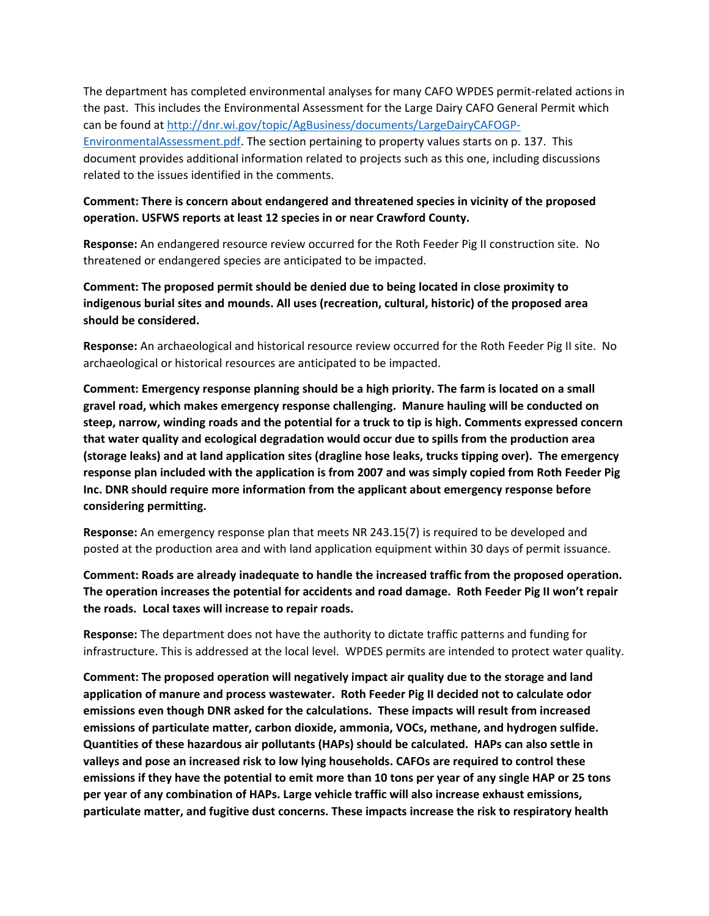The department has completed environmental analyses for many CAFO WPDES permit-related actions in the past. This includes the Environmental Assessment for the Large Dairy CAFO General Permit which can be found at [http://dnr.wi.gov/topic/AgBusiness/documents/LargeDairyCAFOGP-EnvironmentalAssessment.pdf](http://dnr.wi.gov/topic/AgBusiness/documents/LargeDairyCAFOGP-EnvironmentalAssessment.pdf). The section pertaining to property values starts on p. 137. This document provides additional information related to projects such as this one, including discussions related to the issues identified in the comments.

**Comment: There is concern about endangered and threatened species in vicinity of the proposed operation. USFWS reports at least 12 species in or near Crawford County.**

**Response:** An endangered resource review occurred for the Roth Feeder Pig II construction site. No threatened or endangered species are anticipated to be impacted.

**Comment: The proposed permit should be denied due to being located in close proximity to indigenous burial sites and mounds. All uses (recreation, cultural, historic) of the proposed area should be considered.**

**Response:** An archaeological and historical resource review occurred for the Roth Feeder Pig II site. No archaeological or historical resources are anticipated to be impacted.

**Comment: Emergency response planning should be a high priority. The farm is located on a small gravel road, which makes emergency response challenging. Manure hauling will be conducted on steep, narrow, winding roads and the potential for a truck to tip is high. Comments expressed concern that water quality and ecological degradation would occur due to spills from the production area (storage leaks) and at land application sites (dragline hose leaks, trucks tipping over). The emergency response plan included with the application is from 2007 and was simply copied from Roth Feeder Pig Inc. DNR should require more information from the applicant about emergency response before considering permitting.**

**Response:** An emergency response plan that meets NR 243.15(7) is required to be developed and posted at the production area and with land application equipment within 30 days of permit issuance.

**Comment: Roads are already inadequate to handle the increased traffic from the proposed operation. The operation increases the potential for accidents and road damage. Roth Feeder Pig II won't repair the roads. Local taxes will increase to repair roads.**

**Response:** The department does not have the authority to dictate traffic patterns and funding for infrastructure. This is addressed at the local level. WPDES permits are intended to protect water quality.

**Comment: The proposed operation will negatively impact air quality due to the storage and land application of manure and process wastewater. Roth Feeder Pig II decided not to calculate odor emissions even though DNR asked for the calculations. These impacts will result from increased emissions of particulate matter, carbon dioxide, ammonia, VOCs, methane, and hydrogen sulfide. Quantities of these hazardous air pollutants (HAPs) should be calculated. HAPs can also settle in valleys and pose an increased risk to low lying households. CAFOs are required to control these emissions if they have the potential to emit more than 10 tons per year of any single HAP or 25 tons per year of any combination of HAPs. Large vehicle traffic will also increase exhaust emissions, particulate matter, and fugitive dust concerns. These impacts increase the risk to respiratory health**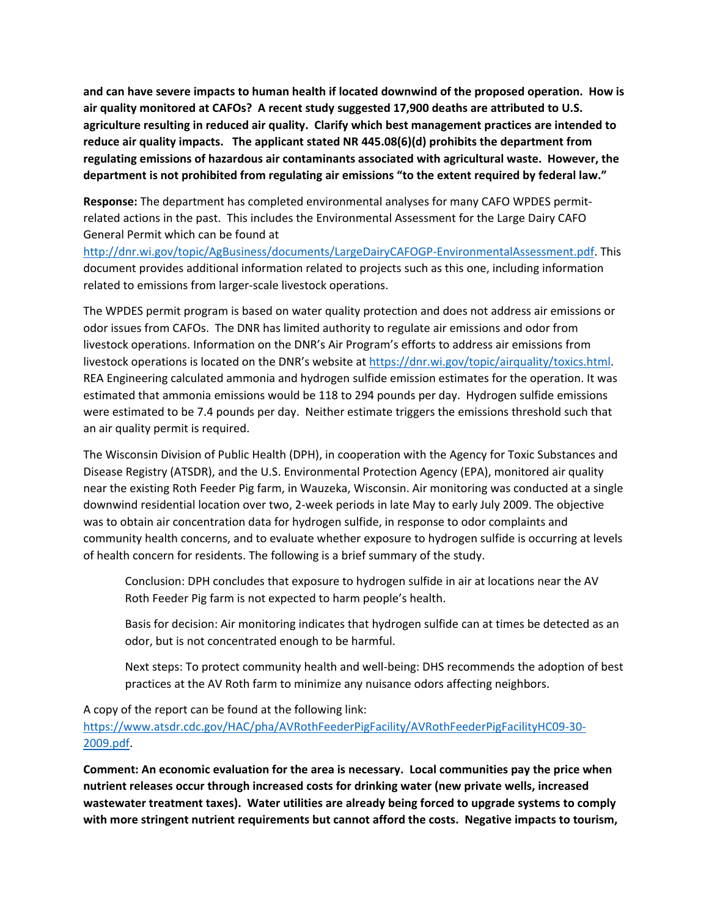**and can have severe impacts to human health if located downwind of the proposed operation. How is air quality monitored at CAFOs? A recent study suggested 17,900 deaths are attributed to U.S. agriculture resulting in reduced air quality. Clarify which best management practices are intended to reduce air quality impacts. The applicant stated NR 445.08(6)(d) prohibits the department from regulating emissions of hazardous air contaminants associated with agricultural waste. However, the department is not prohibited from regulating air emissions "to the extent required by federal law."**

**Response:** The department has completed environmental analyses for many CAFO WPDES permit-related actions in the past. This includes the Environmental Assessment for the Large Dairy CAFO General Permit which can be found at http://dnr.wi.gov/topic/AgBusiness/documents/LargeDairyCAFOGP-EnvironmentalAssessment.pdf. This document provides additional information related to projects such as this one, including information related to emissions from larger-scale livestock operations.

The WPDES permit program is based on water quality protection and does not address air emissions or odor issues from CAFOs. The DNR has limited authority to regulate air emissions and odor from livestock operations. Information on the DNR's Air Program's efforts to address air emissions from livestock operations is located on the DNR's website at https://dnr.wi.gov/topic/airquality/toxics.html. REA Engineering calculated ammonia and hydrogen sulfide emission estimates for the operation. It was estimated that ammonia emissions would be 118 to 294 pounds per day. Hydrogen sulfide emissions were estimated to be 7.4 pounds per day. Neither estimate triggers the emissions threshold such that an air quality permit is required.

The Wisconsin Division of Public Health (DPH), in cooperation with the Agency for Toxic Substances and Disease Registry (ATSDR), and the U.S. Environmental Protection Agency (EPA), monitored air quality near the existing Roth Feeder Pig farm, in Wauzeka, Wisconsin. Air monitoring was conducted at a single downwind residential location over two, 2-week periods in late May to early July 2009. The objective was to obtain air concentration data for hydrogen sulfide, in response to odor complaints and community health concerns, and to evaluate whether exposure to hydrogen sulfide is occurring at levels of health concern for residents. The following is a brief summary of the study.

> Conclusion: DPH concludes that exposure to hydrogen sulfide in air at locations near the AV Roth Feeder Pig farm is not expected to harm people's health.
>
> Basis for decision: Air monitoring indicates that hydrogen sulfide can at times be detected as an odor, but is not concentrated enough to be harmful.
>
> Next steps: To protect community health and well-being: DHS recommends the adoption of best practices at the AV Roth farm to minimize any nuisance odors affecting neighbors.

A copy of the report can be found at the following link: https://www.atsdr.cdc.gov/HAC/pha/AVRothFeederPigFacility/AVRothFeederPigFacilityHC09-30-2009.pdf.

**Comment: An economic evaluation for the area is necessary. Local communities pay the price when nutrient releases occur through increased costs for drinking water (new private wells, increased wastewater treatment taxes). Water utilities are already being forced to upgrade systems to comply with more stringent nutrient requirements but cannot afford the costs. Negative impacts to tourism,**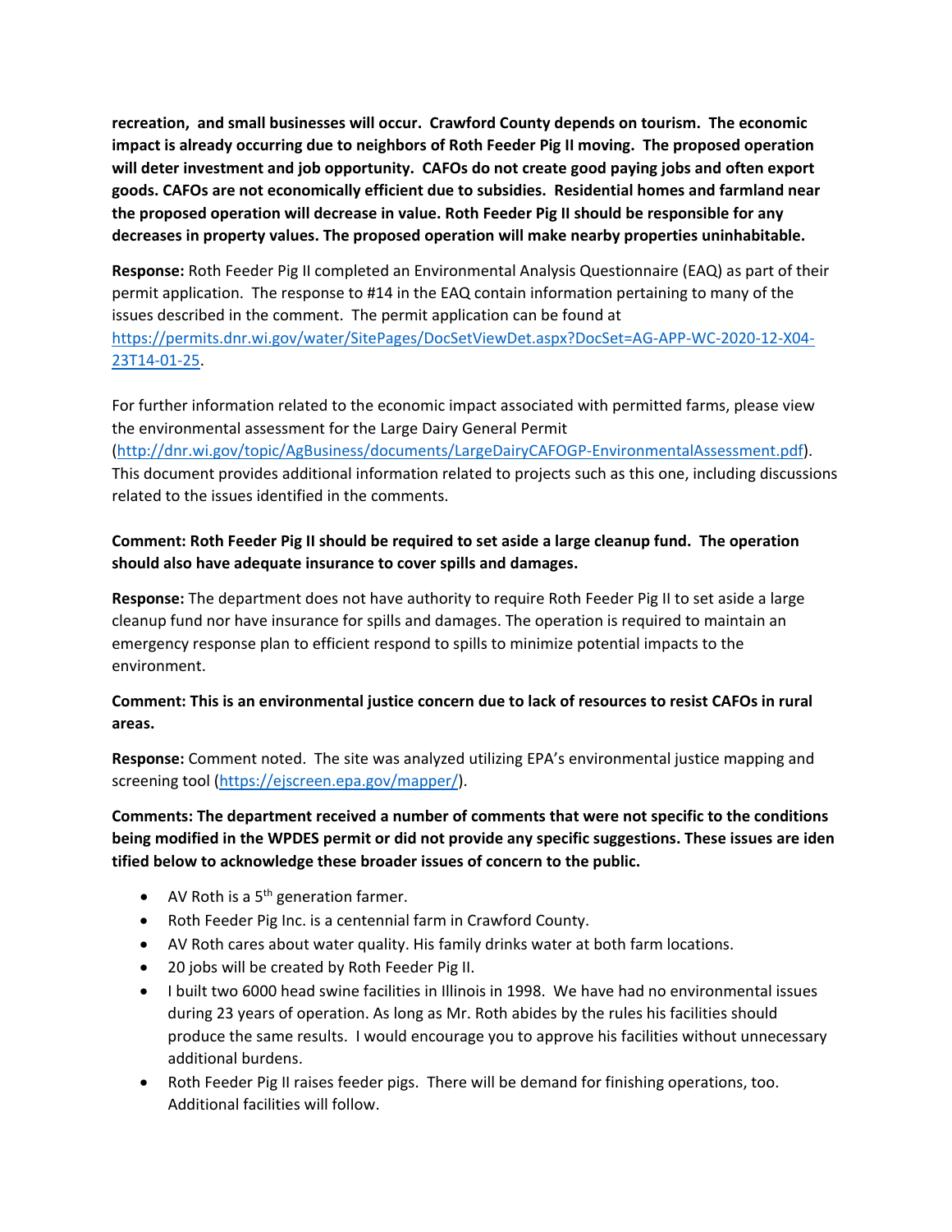**recreation, and small businesses will occur. Crawford County depends on tourism. The economic impact is already occurring due to neighbors of Roth Feeder Pig II moving. The proposed operation will deter investment and job opportunity. CAFOs do not create good paying jobs and often export goods. CAFOs are not economically efficient due to subsidies. Residential homes and farmland near the proposed operation will decrease in value. Roth Feeder Pig II should be responsible for any decreases in property values. The proposed operation will make nearby properties uninhabitable.**

**Response:** Roth Feeder Pig II completed an Environmental Analysis Questionnaire (EAQ) as part of their permit application. The response to #14 in the EAQ contain information pertaining to many of the issues described in the comment. The permit application can be found at https://permits.dnr.wi.gov/water/SitePages/DocSetViewDet.aspx?DocSet=AG-APP-WC-2020-12-X04-23T14-01-25.

For further information related to the economic impact associated with permitted farms, please view the environmental assessment for the Large Dairy General Permit (http://dnr.wi.gov/topic/AgBusiness/documents/LargeDairyCAFOGP-EnvironmentalAssessment.pdf). This document provides additional information related to projects such as this one, including discussions related to the issues identified in the comments.

**Comment: Roth Feeder Pig II should be required to set aside a large cleanup fund. The operation should also have adequate insurance to cover spills and damages.**

**Response:** The department does not have authority to require Roth Feeder Pig II to set aside a large cleanup fund nor have insurance for spills and damages. The operation is required to maintain an emergency response plan to efficient respond to spills to minimize potential impacts to the environment.

**Comment: This is an environmental justice concern due to lack of resources to resist CAFOs in rural areas.**

**Response:** Comment noted. The site was analyzed utilizing EPA's environmental justice mapping and screening tool (https://ejscreen.epa.gov/mapper/).

**Comments: The department received a number of comments that were not specific to the conditions being modified in the WPDES permit or did not provide any specific suggestions. These issues are identified below to acknowledge these broader issues of concern to the public.**

- AV Roth is a 5th generation farmer.
- Roth Feeder Pig Inc. is a centennial farm in Crawford County.
- AV Roth cares about water quality. His family drinks water at both farm locations.
- 20 jobs will be created by Roth Feeder Pig II.
- I built two 6000 head swine facilities in Illinois in 1998. We have had no environmental issues during 23 years of operation. As long as Mr. Roth abides by the rules his facilities should produce the same results. I would encourage you to approve his facilities without unnecessary additional burdens.
- Roth Feeder Pig II raises feeder pigs. There will be demand for finishing operations, too. Additional facilities will follow.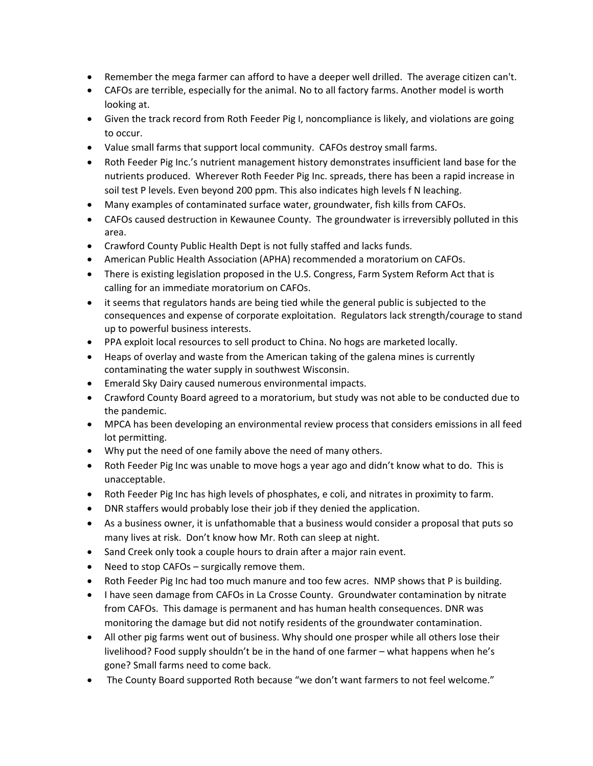- Remember the mega farmer can afford to have a deeper well drilled. The average citizen can't.
- CAFOs are terrible, especially for the animal. No to all factory farms. Another model is worth looking at.
- Given the track record from Roth Feeder Pig I, noncompliance is likely, and violations are going to occur.
- Value small farms that support local community. CAFOs destroy small farms.
- Roth Feeder Pig Inc.'s nutrient management history demonstrates insufficient land base for the nutrients produced. Wherever Roth Feeder Pig Inc. spreads, there has been a rapid increase in soil test P levels. Even beyond 200 ppm. This also indicates high levels f N leaching.
- Many examples of contaminated surface water, groundwater, fish kills from CAFOs.
- CAFOs caused destruction in Kewaunee County. The groundwater is irreversibly polluted in this area.
- Crawford County Public Health Dept is not fully staffed and lacks funds.
- American Public Health Association (APHA) recommended a moratorium on CAFOs.
- There is existing legislation proposed in the U.S. Congress, Farm System Reform Act that is calling for an immediate moratorium on CAFOs.
- it seems that regulators hands are being tied while the general public is subjected to the consequences and expense of corporate exploitation. Regulators lack strength/courage to stand up to powerful business interests.
- PPA exploit local resources to sell product to China. No hogs are marketed locally.
- Heaps of overlay and waste from the American taking of the galena mines is currently contaminating the water supply in southwest Wisconsin.
- Emerald Sky Dairy caused numerous environmental impacts.
- Crawford County Board agreed to a moratorium, but study was not able to be conducted due to the pandemic.
- MPCA has been developing an environmental review process that considers emissions in all feed lot permitting.
- Why put the need of one family above the need of many others.
- Roth Feeder Pig Inc was unable to move hogs a year ago and didn't know what to do. This is unacceptable.
- Roth Feeder Pig Inc has high levels of phosphates, e coli, and nitrates in proximity to farm.
- DNR staffers would probably lose their job if they denied the application.
- As a business owner, it is unfathomable that a business would consider a proposal that puts so many lives at risk. Don't know how Mr. Roth can sleep at night.
- Sand Creek only took a couple hours to drain after a major rain event.
- Need to stop CAFOs – surgically remove them.
- Roth Feeder Pig Inc had too much manure and too few acres. NMP shows that P is building.
- I have seen damage from CAFOs in La Crosse County. Groundwater contamination by nitrate from CAFOs. This damage is permanent and has human health consequences. DNR was monitoring the damage but did not notify residents of the groundwater contamination.
- All other pig farms went out of business. Why should one prosper while all others lose their livelihood? Food supply shouldn't be in the hand of one farmer – what happens when he's gone? Small farms need to come back.
- The County Board supported Roth because "we don't want farmers to not feel welcome."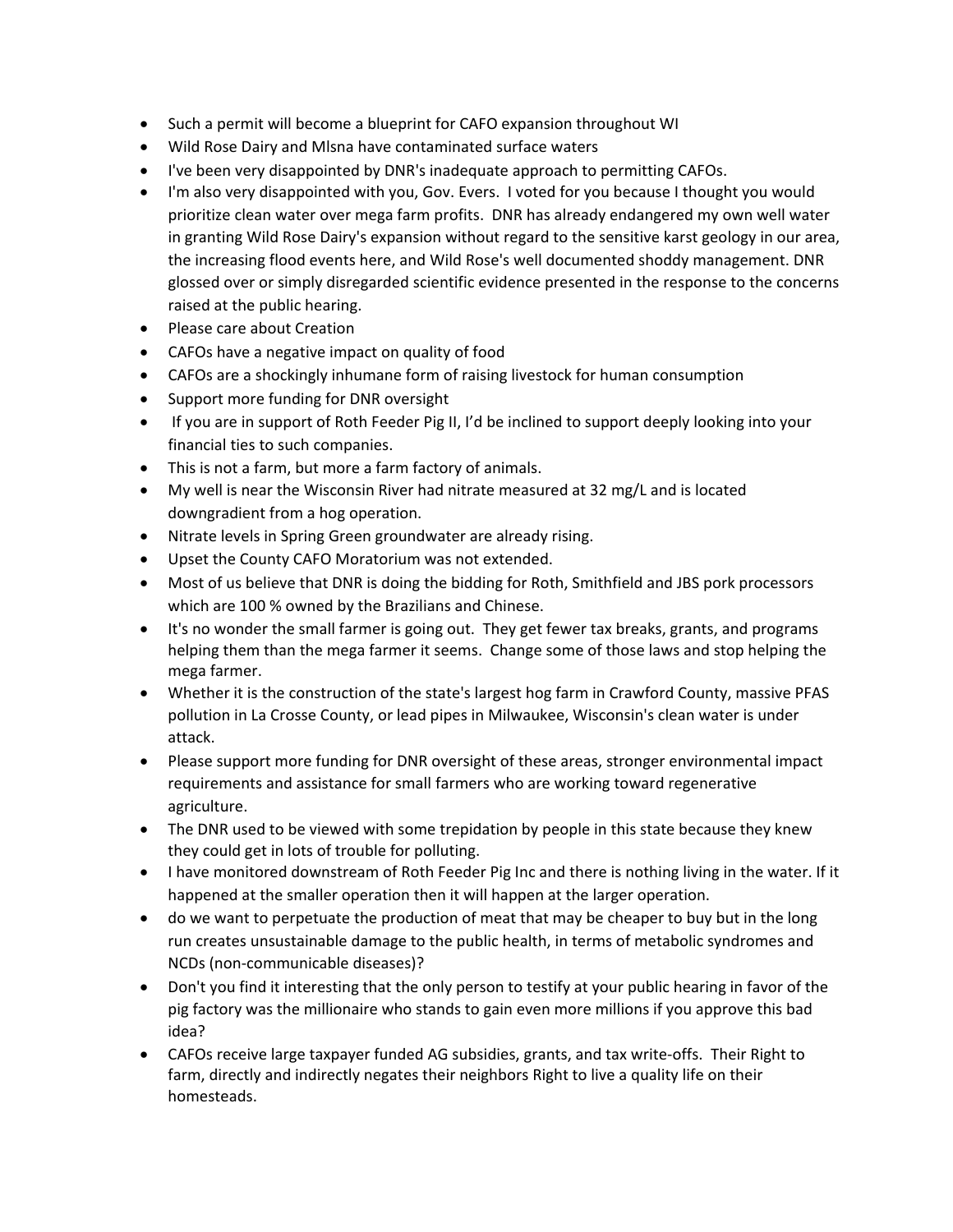- Such a permit will become a blueprint for CAFO expansion throughout WI
- Wild Rose Dairy and Mlsna have contaminated surface waters
- I've been very disappointed by DNR's inadequate approach to permitting CAFOs.
- I'm also very disappointed with you, Gov. Evers. I voted for you because I thought you would prioritize clean water over mega farm profits. DNR has already endangered my own well water in granting Wild Rose Dairy's expansion without regard to the sensitive karst geology in our area, the increasing flood events here, and Wild Rose's well documented shoddy management. DNR glossed over or simply disregarded scientific evidence presented in the response to the concerns raised at the public hearing.
- Please care about Creation
- CAFOs have a negative impact on quality of food
- CAFOs are a shockingly inhumane form of raising livestock for human consumption
- Support more funding for DNR oversight
- If you are in support of Roth Feeder Pig II, I'd be inclined to support deeply looking into your financial ties to such companies.
- This is not a farm, but more a farm factory of animals.
- My well is near the Wisconsin River had nitrate measured at 32 mg/L and is located downgradient from a hog operation.
- Nitrate levels in Spring Green groundwater are already rising.
- Upset the County CAFO Moratorium was not extended.
- Most of us believe that DNR is doing the bidding for Roth, Smithfield and JBS pork processors which are 100 % owned by the Brazilians and Chinese.
- It's no wonder the small farmer is going out. They get fewer tax breaks, grants, and programs helping them than the mega farmer it seems. Change some of those laws and stop helping the mega farmer.
- Whether it is the construction of the state's largest hog farm in Crawford County, massive PFAS pollution in La Crosse County, or lead pipes in Milwaukee, Wisconsin's clean water is under attack.
- Please support more funding for DNR oversight of these areas, stronger environmental impact requirements and assistance for small farmers who are working toward regenerative agriculture.
- The DNR used to be viewed with some trepidation by people in this state because they knew they could get in lots of trouble for polluting.
- I have monitored downstream of Roth Feeder Pig Inc and there is nothing living in the water. If it happened at the smaller operation then it will happen at the larger operation.
- do we want to perpetuate the production of meat that may be cheaper to buy but in the long run creates unsustainable damage to the public health, in terms of metabolic syndromes and NCDs (non-communicable diseases)?
- Don't you find it interesting that the only person to testify at your public hearing in favor of the pig factory was the millionaire who stands to gain even more millions if you approve this bad idea?
- CAFOs receive large taxpayer funded AG subsidies, grants, and tax write-offs. Their Right to farm, directly and indirectly negates their neighbors Right to live a quality life on their homesteads.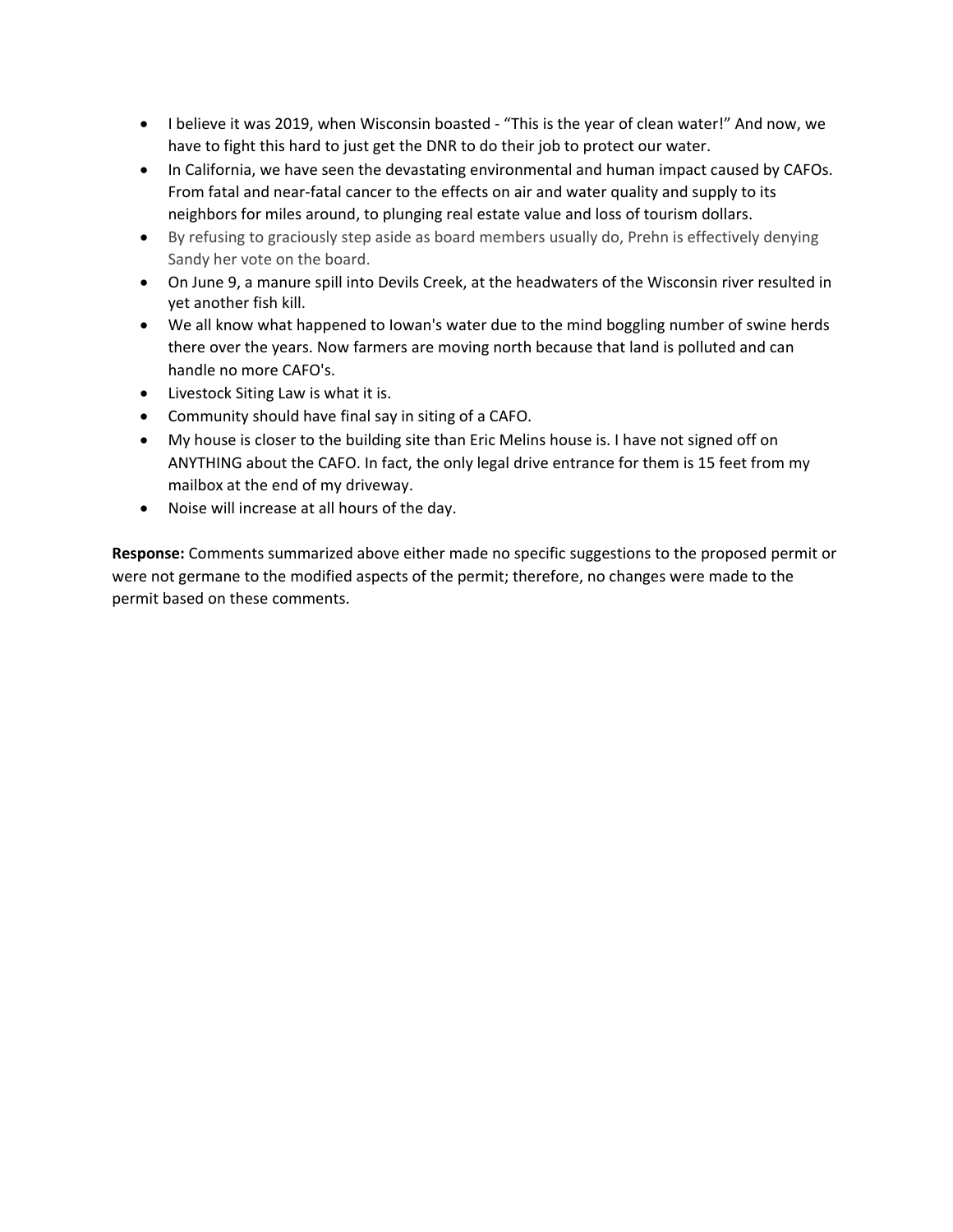- I believe it was 2019, when Wisconsin boasted - "This is the year of clean water!" And now, we have to fight this hard to just get the DNR to do their job to protect our water.
- In California, we have seen the devastating environmental and human impact caused by CAFOs. From fatal and near-fatal cancer to the effects on air and water quality and supply to its neighbors for miles around, to plunging real estate value and loss of tourism dollars.
- By refusing to graciously step aside as board members usually do, Prehn is effectively denying Sandy her vote on the board.
- On June 9, a manure spill into Devils Creek, at the headwaters of the Wisconsin river resulted in yet another fish kill.
- We all know what happened to Iowan's water due to the mind boggling number of swine herds there over the years. Now farmers are moving north because that land is polluted and can handle no more CAFO's.
- Livestock Siting Law is what it is.
- Community should have final say in siting of a CAFO.
- My house is closer to the building site than Eric Melins house is. I have not signed off on ANYTHING about the CAFO. In fact, the only legal drive entrance for them is 15 feet from my mailbox at the end of my driveway.
- Noise will increase at all hours of the day.

**Response:** Comments summarized above either made no specific suggestions to the proposed permit or were not germane to the modified aspects of the permit; therefore, no changes were made to the permit based on these comments.